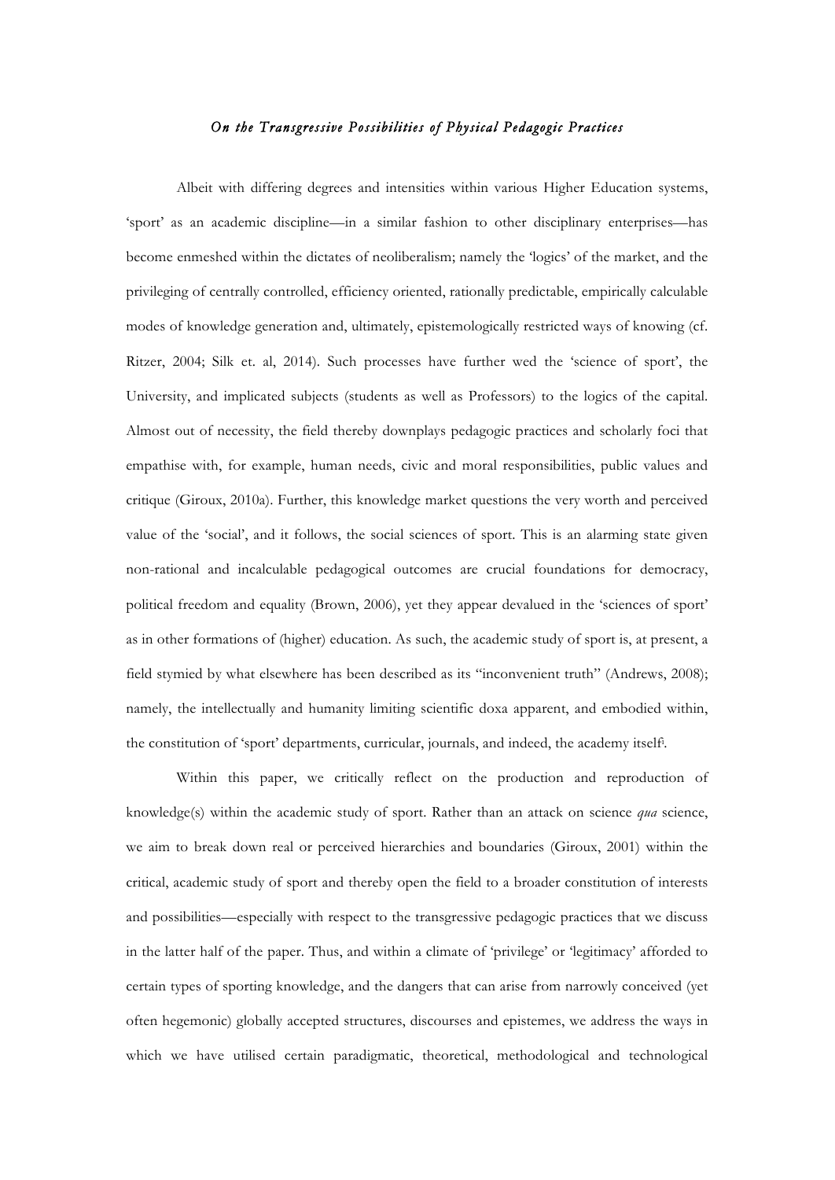# *On the Transgressive Possibilities of Physical Pedagogic Practices*

Albeit with differing degrees and intensities within various Higher Education systems, 'sport' as an academic discipline—in a similar fashion to other disciplinary enterprises—has become enmeshed within the dictates of neoliberalism; namely the 'logics' of the market, and the privileging of centrally controlled, efficiency oriented, rationally predictable, empirically calculable modes of knowledge generation and, ultimately, epistemologically restricted ways of knowing (cf. Ritzer, 2004; Silk et. al, 2014). Such processes have further wed the 'science of sport', the University, and implicated subjects (students as well as Professors) to the logics of the capital. Almost out of necessity, the field thereby downplays pedagogic practices and scholarly foci that empathise with, for example, human needs, civic and moral responsibilities, public values and critique (Giroux, 2010a). Further, this knowledge market questions the very worth and perceived value of the 'social', and it follows, the social sciences of sport. This is an alarming state given non-rational and incalculable pedagogical outcomes are crucial foundations for democracy, political freedom and equality (Brown, 2006), yet they appear devalued in the 'sciences of sport' as in other formations of (higher) education. As such, the academic study of sport is, at present, a field stymied by what elsewhere has been described as its "inconvenient truth" (Andrews, 2008); namely, the intellectually and humanity limiting scientific doxa apparent, and embodied within, the constitution of 'sport' departments, curricular, journals, and indeed, the academy itself[i].

Within this paper, we critically reflect on the production and reproduction of knowledge(s) within the academic study of sport. Rather than an attack on science *qua* science, we aim to break down real or perceived hierarchies and boundaries (Giroux, 2001) within the critical, academic study of sport and thereby open the field to a broader constitution of interests and possibilities—especially with respect to the transgressive pedagogic practices that we discuss in the latter half of the paper. Thus, and within a climate of 'privilege' or 'legitimacy' afforded to certain types of sporting knowledge, and the dangers that can arise from narrowly conceived (yet often hegemonic) globally accepted structures, discourses and epistemes, we address the ways in which we have utilised certain paradigmatic, theoretical, methodological and technological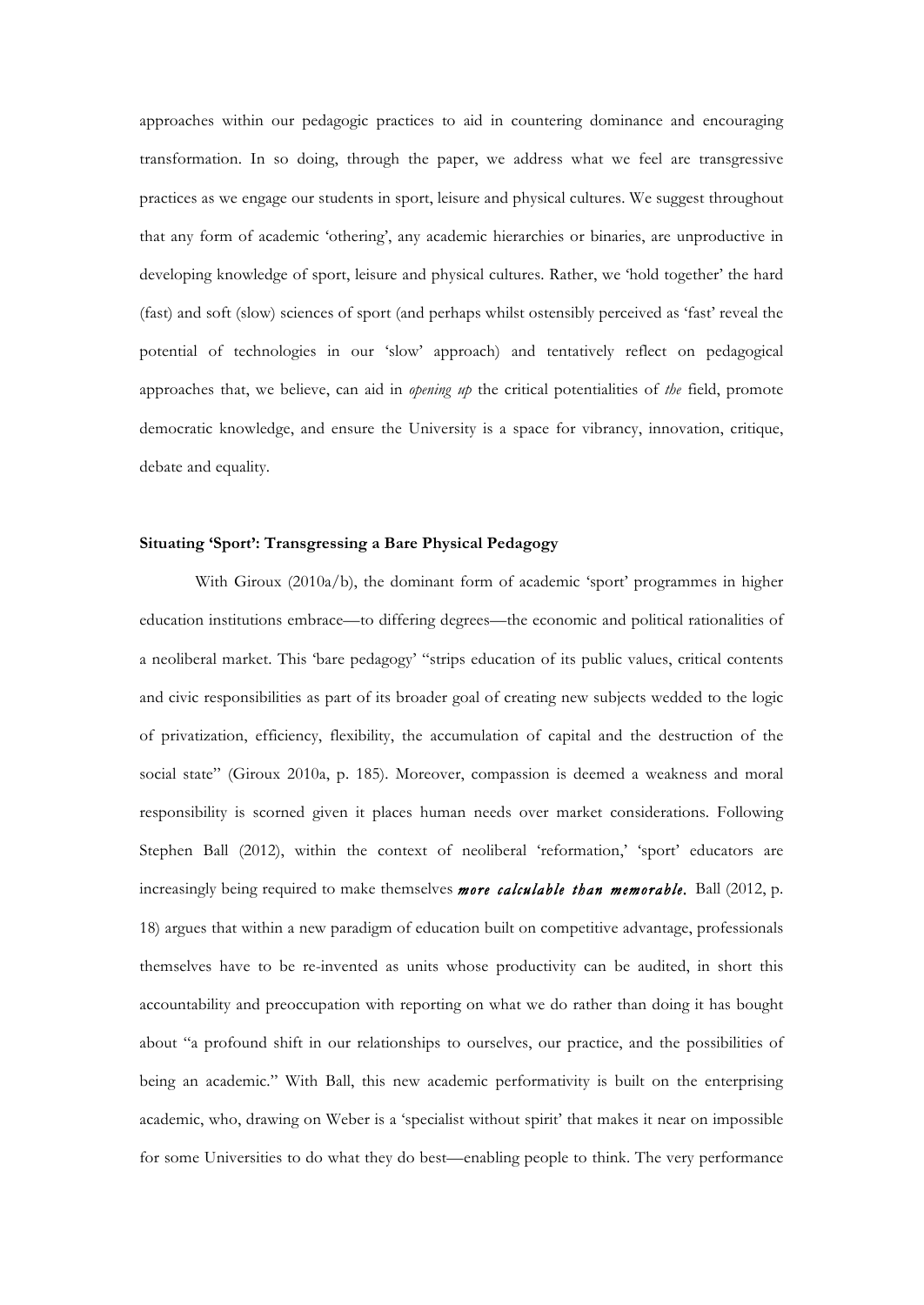approaches within our pedagogic practices to aid in countering dominance and encouraging transformation. In so doing, through the paper, we address what we feel are transgressive practices as we engage our students in sport, leisure and physical cultures. We suggest throughout that any form of academic 'othering', any academic hierarchies or binaries, are unproductive in developing knowledge of sport, leisure and physical cultures. Rather, we 'hold together' the hard (fast) and soft (slow) sciences of sport (and perhaps whilst ostensibly perceived as 'fast' reveal the potential of technologies in our 'slow' approach) and tentatively reflect on pedagogical approaches that, we believe, can aid in *opening up* the critical potentialities of *the* field, promote democratic knowledge, and ensure the University is a space for vibrancy, innovation, critique, debate and equality.

**Situating 'Sport': Transgressing a Bare Physical Pedagogy**

With Giroux (2010a/b), the dominant form of academic 'sport' programmes in higher education institutions embrace—to differing degrees—the economic and political rationalities of a neoliberal market. This 'bare pedagogy' "strips education of its public values, critical contents and civic responsibilities as part of its broader goal of creating new subjects wedded to the logic of privatization, efficiency, flexibility, the accumulation of capital and the destruction of the social state" (Giroux 2010a, p. 185). Moreover, compassion is deemed a weakness and moral responsibility is scorned given it places human needs over market considerations. Following Stephen Ball (2012), within the context of neoliberal 'reformation,' 'sport' educators are increasingly being required to make themselves ***more calculable than memorable.*** Ball (2012, p. 18) argues that within a new paradigm of education built on competitive advantage, professionals themselves have to be re-invented as units whose productivity can be audited, in short this accountability and preoccupation with reporting on what we do rather than doing it has bought about "a profound shift in our relationships to ourselves, our practice, and the possibilities of being an academic." With Ball, this new academic performativity is built on the enterprising academic, who, drawing on Weber is a 'specialist without spirit' that makes it near on impossible for some Universities to do what they do best—enabling people to think. The very performance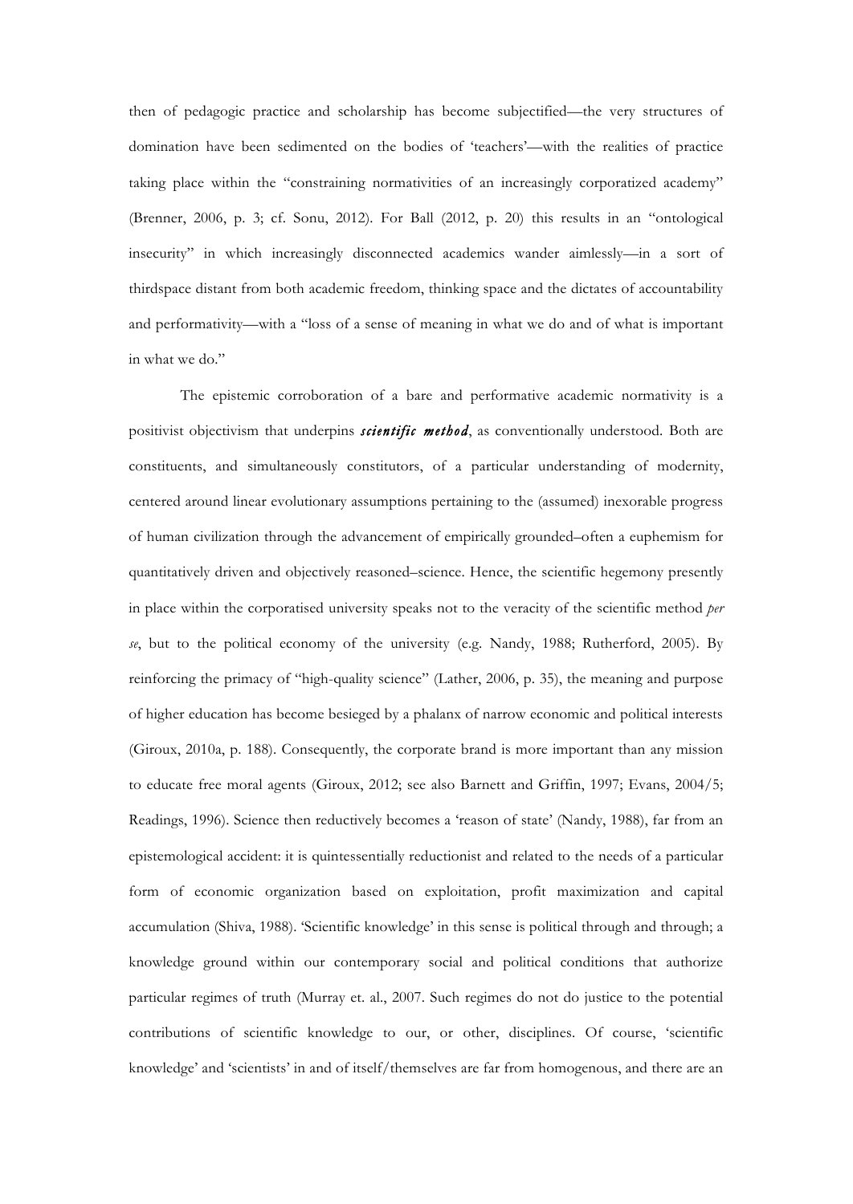then of pedagogic practice and scholarship has become subjectified—the very structures of domination have been sedimented on the bodies of 'teachers'—with the realities of practice taking place within the "constraining normativities of an increasingly corporatized academy" (Brenner, 2006, p. 3; cf. Sonu, 2012). For Ball (2012, p. 20) this results in an "ontological insecurity" in which increasingly disconnected academics wander aimlessly—in a sort of thirdspace distant from both academic freedom, thinking space and the dictates of accountability and performativity—with a "loss of a sense of meaning in what we do and of what is important in what we do."

The epistemic corroboration of a bare and performative academic normativity is a positivist objectivism that underpins ***scientific method***, as conventionally understood. Both are constituents, and simultaneously constitutors, of a particular understanding of modernity, centered around linear evolutionary assumptions pertaining to the (assumed) inexorable progress of human civilization through the advancement of empirically grounded–often a euphemism for quantitatively driven and objectively reasoned–science. Hence, the scientific hegemony presently in place within the corporatised university speaks not to the veracity of the scientific method *per se*, but to the political economy of the university (e.g. Nandy, 1988; Rutherford, 2005). By reinforcing the primacy of "high-quality science" (Lather, 2006, p. 35), the meaning and purpose of higher education has become besieged by a phalanx of narrow economic and political interests (Giroux, 2010a, p. 188). Consequently, the corporate brand is more important than any mission to educate free moral agents (Giroux, 2012; see also Barnett and Griffin, 1997; Evans, 2004/5; Readings, 1996). Science then reductively becomes a 'reason of state' (Nandy, 1988), far from an epistemological accident: it is quintessentially reductionist and related to the needs of a particular form of economic organization based on exploitation, profit maximization and capital accumulation (Shiva, 1988). 'Scientific knowledge' in this sense is political through and through; a knowledge ground within our contemporary social and political conditions that authorize particular regimes of truth (Murray et. al., 2007. Such regimes do not do justice to the potential contributions of scientific knowledge to our, or other, disciplines. Of course, 'scientific knowledge' and 'scientists' in and of itself/themselves are far from homogenous, and there are an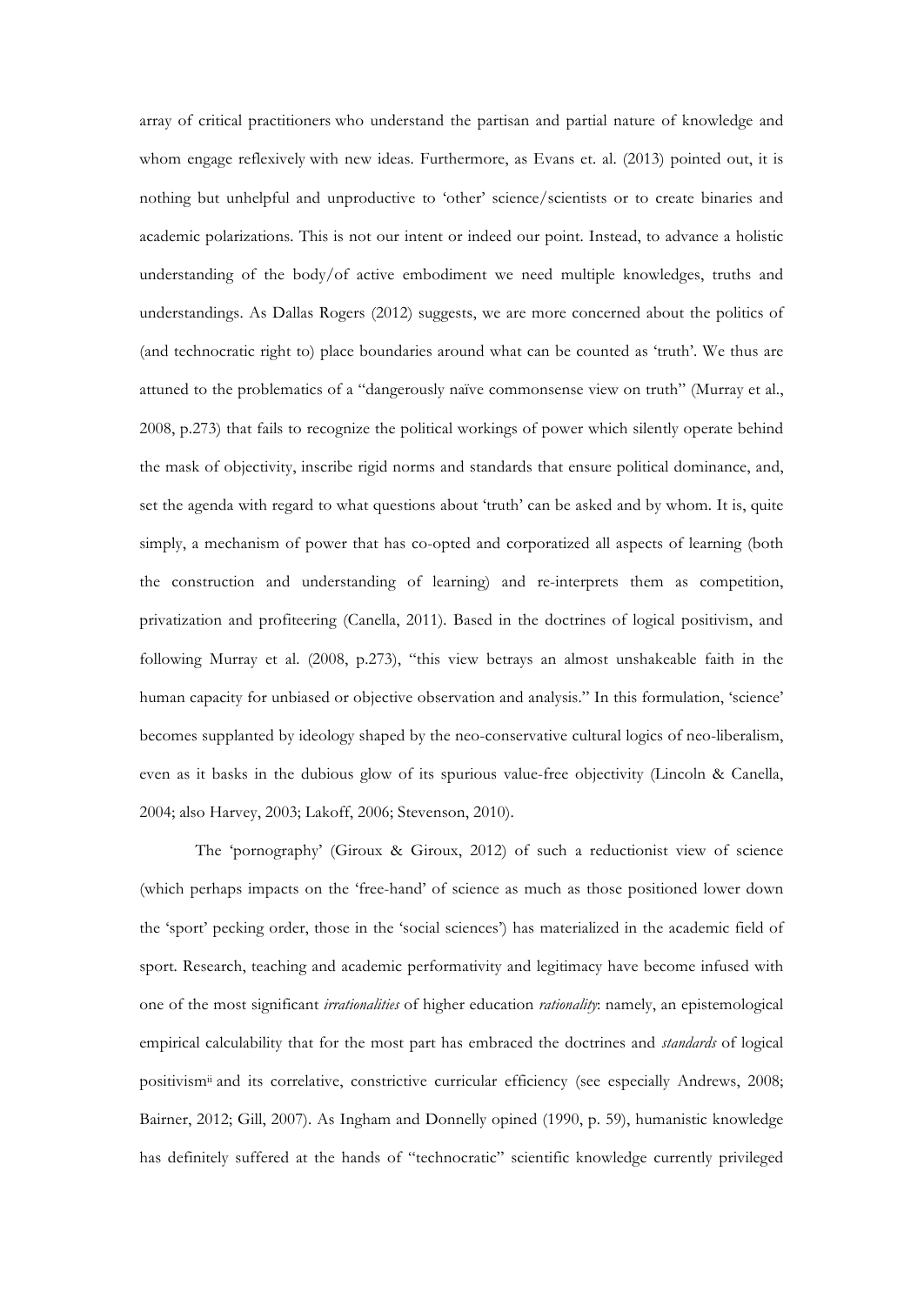array of critical practitioners who understand the partisan and partial nature of knowledge and whom engage reflexively with new ideas. Furthermore, as Evans et. al. (2013) pointed out, it is nothing but unhelpful and unproductive to 'other' science/scientists or to create binaries and academic polarizations. This is not our intent or indeed our point. Instead, to advance a holistic understanding of the body/of active embodiment we need multiple knowledges, truths and understandings. As Dallas Rogers (2012) suggests, we are more concerned about the politics of (and technocratic right to) place boundaries around what can be counted as 'truth'. We thus are attuned to the problematics of a "dangerously naïve commonsense view on truth" (Murray et al., 2008, p.273) that fails to recognize the political workings of power which silently operate behind the mask of objectivity, inscribe rigid norms and standards that ensure political dominance, and, set the agenda with regard to what questions about 'truth' can be asked and by whom. It is, quite simply, a mechanism of power that has co-opted and corporatized all aspects of learning (both the construction and understanding of learning) and re-interprets them as competition, privatization and profiteering (Canella, 2011). Based in the doctrines of logical positivism, and following Murray et al. (2008, p.273), "this view betrays an almost unshakeable faith in the human capacity for unbiased or objective observation and analysis." In this formulation, 'science' becomes supplanted by ideology shaped by the neo-conservative cultural logics of neo-liberalism, even as it basks in the dubious glow of its spurious value-free objectivity (Lincoln & Canella, 2004; also Harvey, 2003; Lakoff, 2006; Stevenson, 2010).

The 'pornography' (Giroux & Giroux, 2012) of such a reductionist view of science (which perhaps impacts on the 'free-hand' of science as much as those positioned lower down the 'sport' pecking order, those in the 'social sciences') has materialized in the academic field of sport. Research, teaching and academic performativity and legitimacy have become infused with one of the most significant *irrationalities* of higher education *rationality*: namely, an epistemological empirical calculability that for the most part has embraced the doctrines and *standards* of logical positivism[ii] and its correlative, constrictive curricular efficiency (see especially Andrews, 2008; Bairner, 2012; Gill, 2007). As Ingham and Donnelly opined (1990, p. 59), humanistic knowledge has definitely suffered at the hands of "technocratic" scientific knowledge currently privileged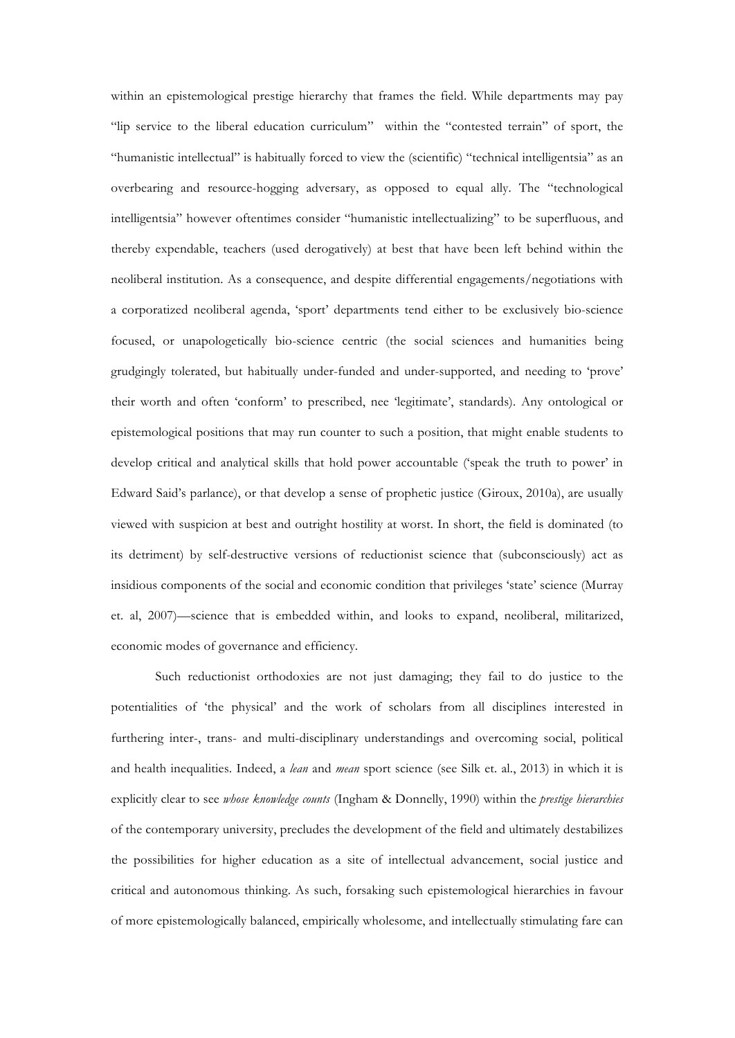within an epistemological prestige hierarchy that frames the field. While departments may pay "lip service to the liberal education curriculum" within the "contested terrain" of sport, the "humanistic intellectual" is habitually forced to view the (scientific) "technical intelligentsia" as an overbearing and resource-hogging adversary, as opposed to equal ally. The "technological intelligentsia" however oftentimes consider "humanistic intellectualizing" to be superfluous, and thereby expendable, teachers (used derogatively) at best that have been left behind within the neoliberal institution. As a consequence, and despite differential engagements/negotiations with a corporatized neoliberal agenda, 'sport' departments tend either to be exclusively bio-science focused, or unapologetically bio-science centric (the social sciences and humanities being grudgingly tolerated, but habitually under-funded and under-supported, and needing to 'prove' their worth and often 'conform' to prescribed, nee 'legitimate', standards). Any ontological or epistemological positions that may run counter to such a position, that might enable students to develop critical and analytical skills that hold power accountable ('speak the truth to power' in Edward Said's parlance), or that develop a sense of prophetic justice (Giroux, 2010a), are usually viewed with suspicion at best and outright hostility at worst. In short, the field is dominated (to its detriment) by self-destructive versions of reductionist science that (subconsciously) act as insidious components of the social and economic condition that privileges 'state' science (Murray et. al, 2007)—science that is embedded within, and looks to expand, neoliberal, militarized, economic modes of governance and efficiency.

Such reductionist orthodoxies are not just damaging; they fail to do justice to the potentialities of 'the physical' and the work of scholars from all disciplines interested in furthering inter-, trans- and multi-disciplinary understandings and overcoming social, political and health inequalities. Indeed, a *lean* and *mean* sport science (see Silk et. al., 2013) in which it is explicitly clear to see *whose knowledge counts* (Ingham & Donnelly, 1990) within the *prestige hierarchies* of the contemporary university, precludes the development of the field and ultimately destabilizes the possibilities for higher education as a site of intellectual advancement, social justice and critical and autonomous thinking. As such, forsaking such epistemological hierarchies in favour of more epistemologically balanced, empirically wholesome, and intellectually stimulating fare can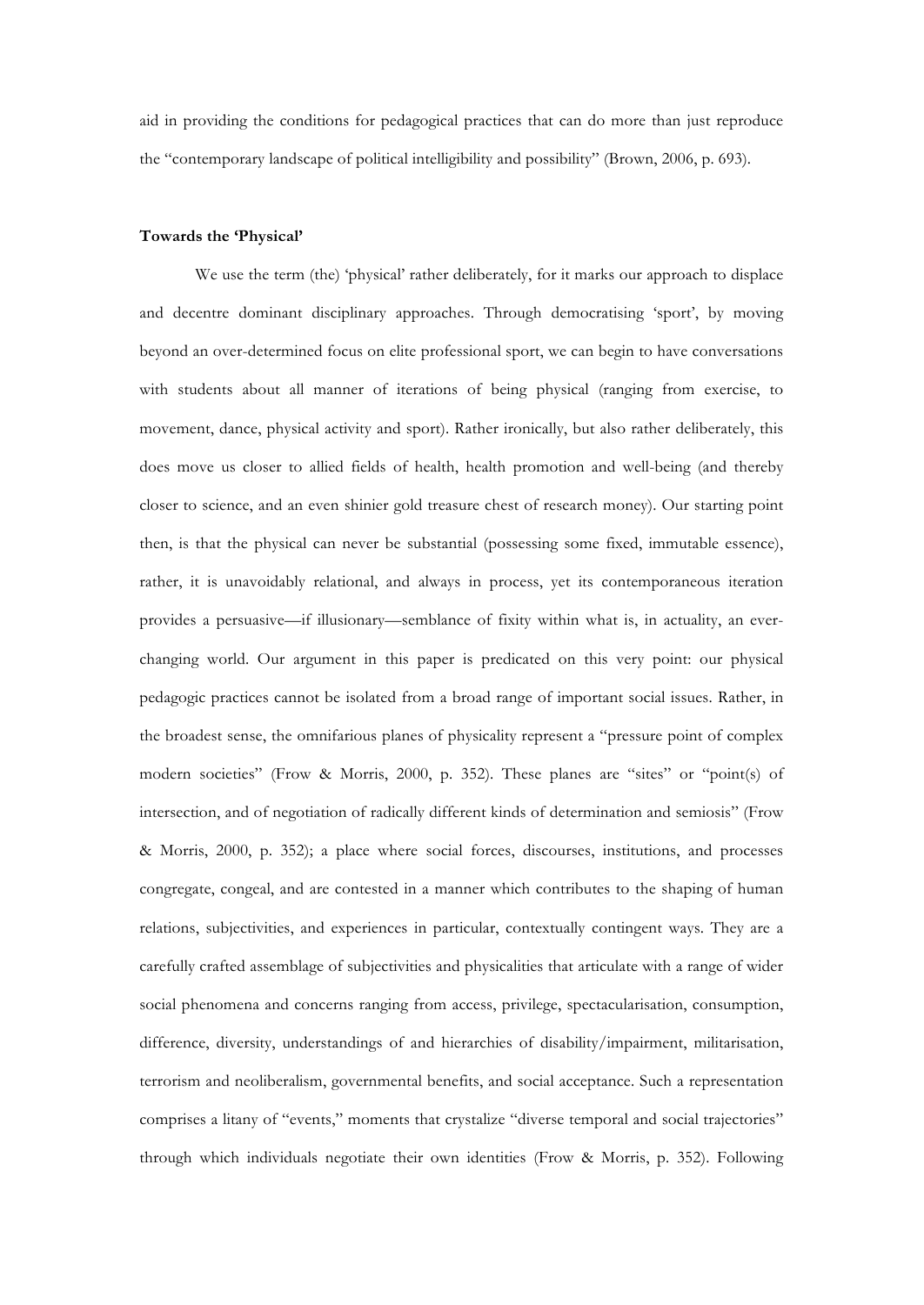aid in providing the conditions for pedagogical practices that can do more than just reproduce the "contemporary landscape of political intelligibility and possibility" (Brown, 2006, p. 693).

**Towards the 'Physical'**

We use the term (the) 'physical' rather deliberately, for it marks our approach to displace and decentre dominant disciplinary approaches. Through democratising 'sport', by moving beyond an over-determined focus on elite professional sport, we can begin to have conversations with students about all manner of iterations of being physical (ranging from exercise, to movement, dance, physical activity and sport). Rather ironically, but also rather deliberately, this does move us closer to allied fields of health, health promotion and well-being (and thereby closer to science, and an even shinier gold treasure chest of research money). Our starting point then, is that the physical can never be substantial (possessing some fixed, immutable essence), rather, it is unavoidably relational, and always in process, yet its contemporaneous iteration provides a persuasive—if illusionary—semblance of fixity within what is, in actuality, an ever-changing world. Our argument in this paper is predicated on this very point: our physical pedagogic practices cannot be isolated from a broad range of important social issues. Rather, in the broadest sense, the omnifarious planes of physicality represent a "pressure point of complex modern societies" (Frow & Morris, 2000, p. 352). These planes are "sites" or "point(s) of intersection, and of negotiation of radically different kinds of determination and semiosis" (Frow & Morris, 2000, p. 352); a place where social forces, discourses, institutions, and processes congregate, congeal, and are contested in a manner which contributes to the shaping of human relations, subjectivities, and experiences in particular, contextually contingent ways. They are a carefully crafted assemblage of subjectivities and physicalities that articulate with a range of wider social phenomena and concerns ranging from access, privilege, spectacularisation, consumption, difference, diversity, understandings of and hierarchies of disability/impairment, militarisation, terrorism and neoliberalism, governmental benefits, and social acceptance. Such a representation comprises a litany of "events," moments that crystalize "diverse temporal and social trajectories" through which individuals negotiate their own identities (Frow & Morris, p. 352). Following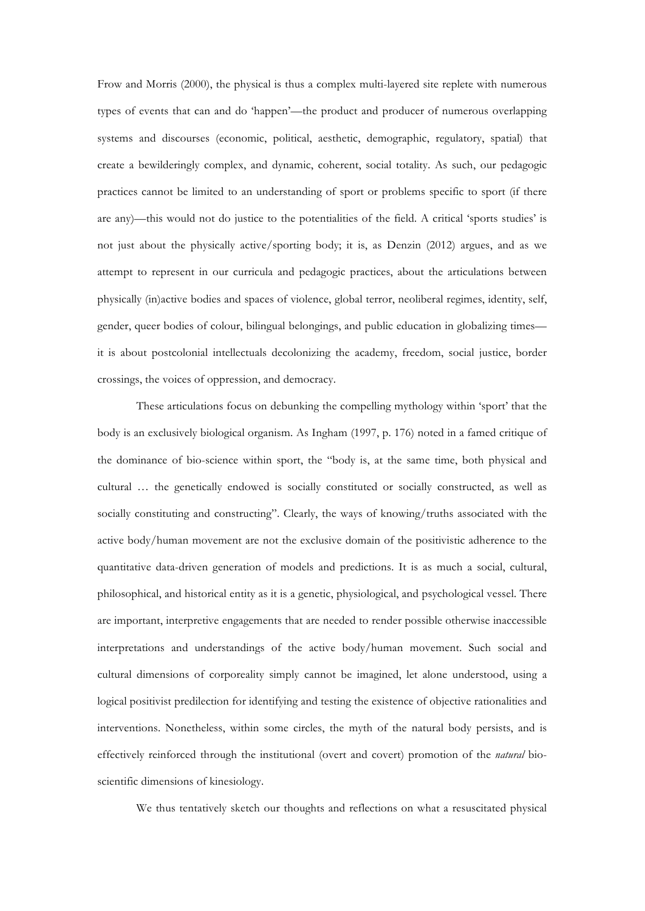Frow and Morris (2000), the physical is thus a complex multi-layered site replete with numerous types of events that can and do 'happen'—the product and producer of numerous overlapping systems and discourses (economic, political, aesthetic, demographic, regulatory, spatial) that create a bewilderingly complex, and dynamic, coherent, social totality. As such, our pedagogic practices cannot be limited to an understanding of sport or problems specific to sport (if there are any)—this would not do justice to the potentialities of the field. A critical 'sports studies' is not just about the physically active/sporting body; it is, as Denzin (2012) argues, and as we attempt to represent in our curricula and pedagogic practices, about the articulations between physically (in)active bodies and spaces of violence, global terror, neoliberal regimes, identity, self, gender, queer bodies of colour, bilingual belongings, and public education in globalizing times—it is about postcolonial intellectuals decolonizing the academy, freedom, social justice, border crossings, the voices of oppression, and democracy.

These articulations focus on debunking the compelling mythology within 'sport' that the body is an exclusively biological organism. As Ingham (1997, p. 176) noted in a famed critique of the dominance of bio-science within sport, the "body is, at the same time, both physical and cultural … the genetically endowed is socially constituted or socially constructed, as well as socially constituting and constructing". Clearly, the ways of knowing/truths associated with the active body/human movement are not the exclusive domain of the positivistic adherence to the quantitative data-driven generation of models and predictions. It is as much a social, cultural, philosophical, and historical entity as it is a genetic, physiological, and psychological vessel. There are important, interpretive engagements that are needed to render possible otherwise inaccessible interpretations and understandings of the active body/human movement. Such social and cultural dimensions of corporeality simply cannot be imagined, let alone understood, using a logical positivist predilection for identifying and testing the existence of objective rationalities and interventions. Nonetheless, within some circles, the myth of the natural body persists, and is effectively reinforced through the institutional (overt and covert) promotion of the *natural* bio-scientific dimensions of kinesiology.

We thus tentatively sketch our thoughts and reflections on what a resuscitated physical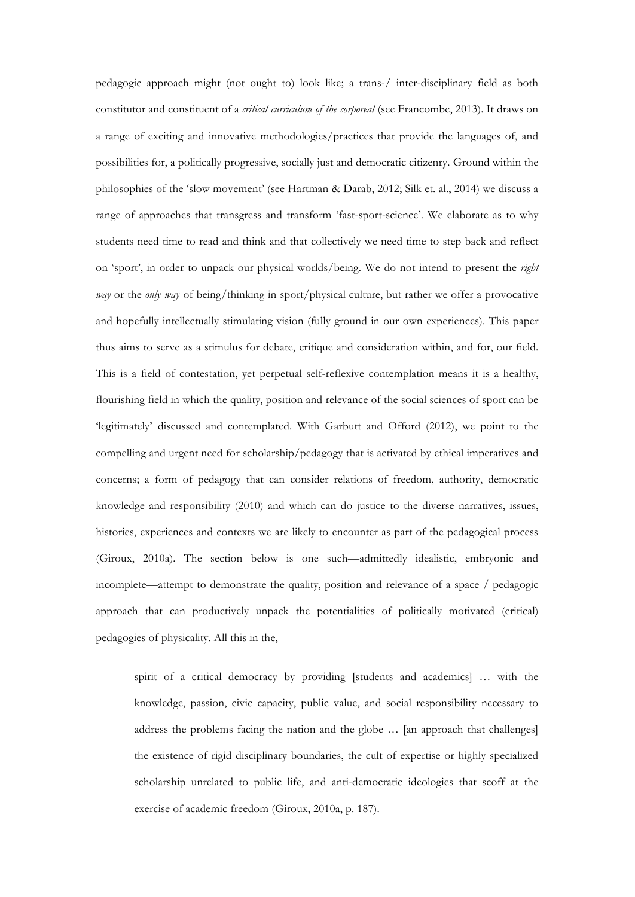pedagogic approach might (not ought to) look like; a trans-/ inter-disciplinary field as both constitutor and constituent of a *critical curriculum of the corporeal* (see Francombe, 2013). It draws on a range of exciting and innovative methodologies/practices that provide the languages of, and possibilities for, a politically progressive, socially just and democratic citizenry. Ground within the philosophies of the 'slow movement' (see Hartman & Darab, 2012; Silk et. al., 2014) we discuss a range of approaches that transgress and transform 'fast-sport-science'. We elaborate as to why students need time to read and think and that collectively we need time to step back and reflect on 'sport', in order to unpack our physical worlds/being. We do not intend to present the *right way* or the *only way* of being/thinking in sport/physical culture, but rather we offer a provocative and hopefully intellectually stimulating vision (fully ground in our own experiences). This paper thus aims to serve as a stimulus for debate, critique and consideration within, and for, our field. This is a field of contestation, yet perpetual self-reflexive contemplation means it is a healthy, flourishing field in which the quality, position and relevance of the social sciences of sport can be 'legitimately' discussed and contemplated. With Garbutt and Offord (2012), we point to the compelling and urgent need for scholarship/pedagogy that is activated by ethical imperatives and concerns; a form of pedagogy that can consider relations of freedom, authority, democratic knowledge and responsibility (2010) and which can do justice to the diverse narratives, issues, histories, experiences and contexts we are likely to encounter as part of the pedagogical process (Giroux, 2010a). The section below is one such—admittedly idealistic, embryonic and incomplete—attempt to demonstrate the quality, position and relevance of a space / pedagogic approach that can productively unpack the potentialities of politically motivated (critical) pedagogies of physicality. All this in the,

> spirit of a critical democracy by providing [students and academics] … with the knowledge, passion, civic capacity, public value, and social responsibility necessary to address the problems facing the nation and the globe … [an approach that challenges] the existence of rigid disciplinary boundaries, the cult of expertise or highly specialized scholarship unrelated to public life, and anti-democratic ideologies that scoff at the exercise of academic freedom (Giroux, 2010a, p. 187).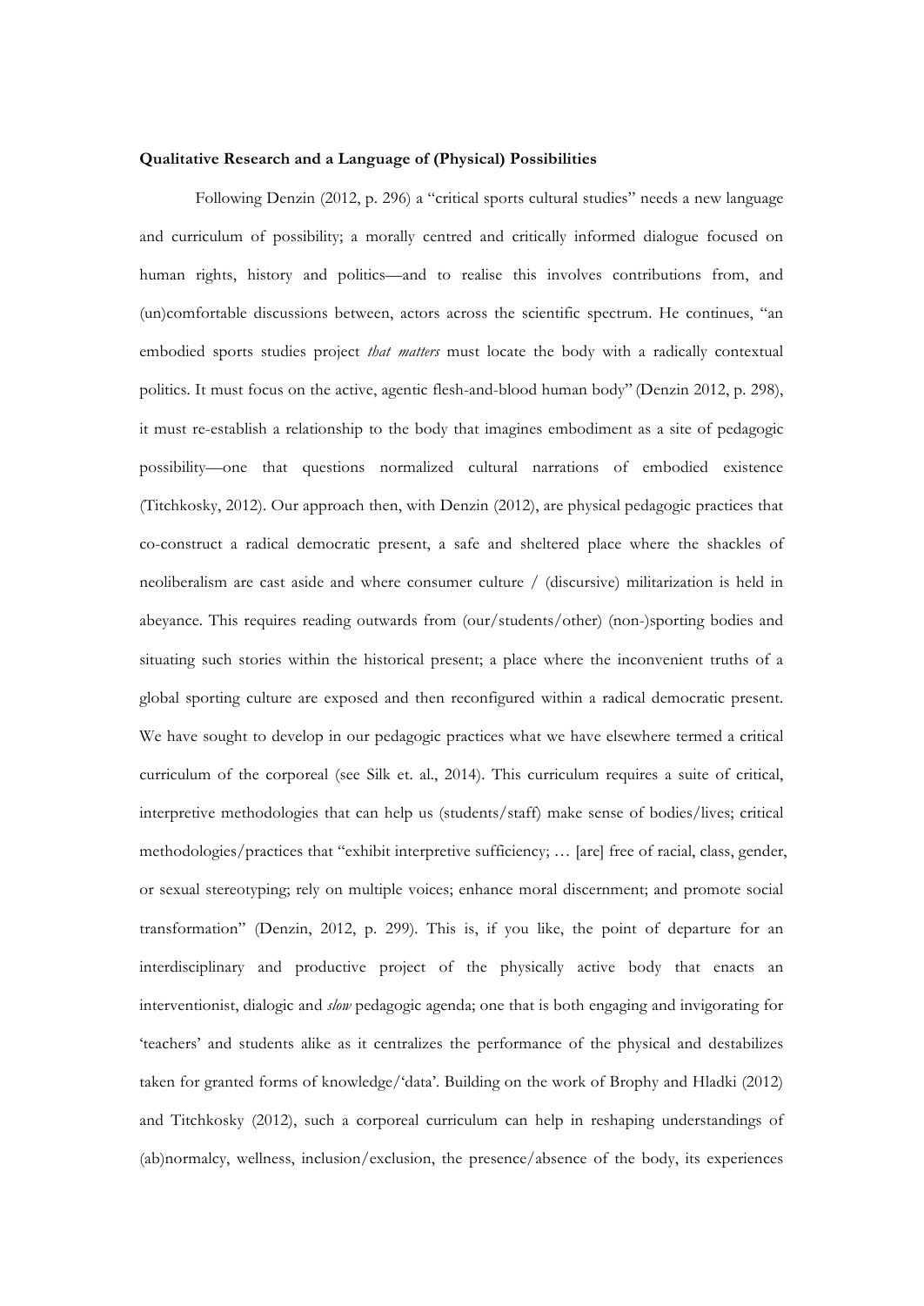**Qualitative Research and a Language of (Physical) Possibilities**

Following Denzin (2012, p. 296) a "critical sports cultural studies" needs a new language and curriculum of possibility; a morally centred and critically informed dialogue focused on human rights, history and politics—and to realise this involves contributions from, and (un)comfortable discussions between, actors across the scientific spectrum. He continues, "an embodied sports studies project *that matters* must locate the body with a radically contextual politics. It must focus on the active, agentic flesh-and-blood human body" (Denzin 2012, p. 298), it must re-establish a relationship to the body that imagines embodiment as a site of pedagogic possibility—one that questions normalized cultural narrations of embodied existence (Titchkosky, 2012). Our approach then, with Denzin (2012), are physical pedagogic practices that co-construct a radical democratic present, a safe and sheltered place where the shackles of neoliberalism are cast aside and where consumer culture / (discursive) militarization is held in abeyance. This requires reading outwards from (our/students/other) (non-)sporting bodies and situating such stories within the historical present; a place where the inconvenient truths of a global sporting culture are exposed and then reconfigured within a radical democratic present. We have sought to develop in our pedagogic practices what we have elsewhere termed a critical curriculum of the corporeal (see Silk et. al., 2014). This curriculum requires a suite of critical, interpretive methodologies that can help us (students/staff) make sense of bodies/lives; critical methodologies/practices that "exhibit interpretive sufficiency; … [are] free of racial, class, gender, or sexual stereotyping; rely on multiple voices; enhance moral discernment; and promote social transformation" (Denzin, 2012, p. 299). This is, if you like, the point of departure for an interdisciplinary and productive project of the physically active body that enacts an interventionist, dialogic and *slow* pedagogic agenda; one that is both engaging and invigorating for 'teachers' and students alike as it centralizes the performance of the physical and destabilizes taken for granted forms of knowledge/'data'. Building on the work of Brophy and Hladki (2012) and Titchkosky (2012), such a corporeal curriculum can help in reshaping understandings of (ab)normalcy, wellness, inclusion/exclusion, the presence/absence of the body, its experiences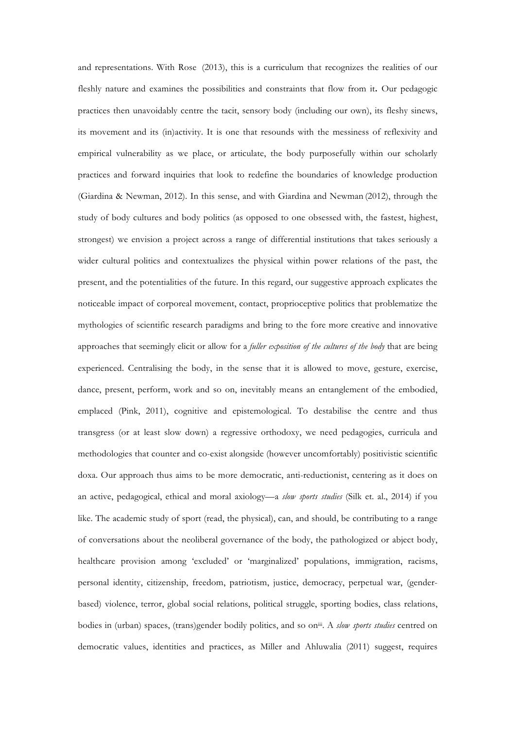and representations. With Rose (2013), this is a curriculum that recognizes the realities of our fleshly nature and examines the possibilities and constraints that flow from it**.** Our pedagogic practices then unavoidably centre the tacit, sensory body (including our own), its fleshy sinews, its movement and its (in)activity. It is one that resounds with the messiness of reflexivity and empirical vulnerability as we place, or articulate, the body purposefully within our scholarly practices and forward inquiries that look to redefine the boundaries of knowledge production (Giardina & Newman, 2012). In this sense, and with Giardina and Newman (2012), through the study of body cultures and body politics (as opposed to one obsessed with, the fastest, highest, strongest) we envision a project across a range of differential institutions that takes seriously a wider cultural politics and contextualizes the physical within power relations of the past, the present, and the potentialities of the future. In this regard, our suggestive approach explicates the noticeable impact of corporeal movement, contact, proprioceptive politics that problematize the mythologies of scientific research paradigms and bring to the fore more creative and innovative approaches that seemingly elicit or allow for a *fuller exposition of the cultures of the body* that are being experienced. Centralising the body, in the sense that it is allowed to move, gesture, exercise, dance, present, perform, work and so on, inevitably means an entanglement of the embodied, emplaced (Pink, 2011), cognitive and epistemological. To destabilise the centre and thus transgress (or at least slow down) a regressive orthodoxy, we need pedagogies, curricula and methodologies that counter and co-exist alongside (however uncomfortably) positivistic scientific doxa. Our approach thus aims to be more democratic, anti-reductionist, centering as it does on an active, pedagogical, ethical and moral axiology—a *slow sports studies* (Silk et. al., 2014) if you like. The academic study of sport (read, the physical), can, and should, be contributing to a range of conversations about the neoliberal governance of the body, the pathologized or abject body, healthcare provision among 'excluded' or 'marginalized' populations, immigration, racisms, personal identity, citizenship, freedom, patriotism, justice, democracy, perpetual war, (gender-based) violence, terror, global social relations, political struggle, sporting bodies, class relations, bodies in (urban) spaces, (trans)gender bodily politics, and so on[iii]. A *slow sports studies* centred on democratic values, identities and practices, as Miller and Ahluwalia (2011) suggest, requires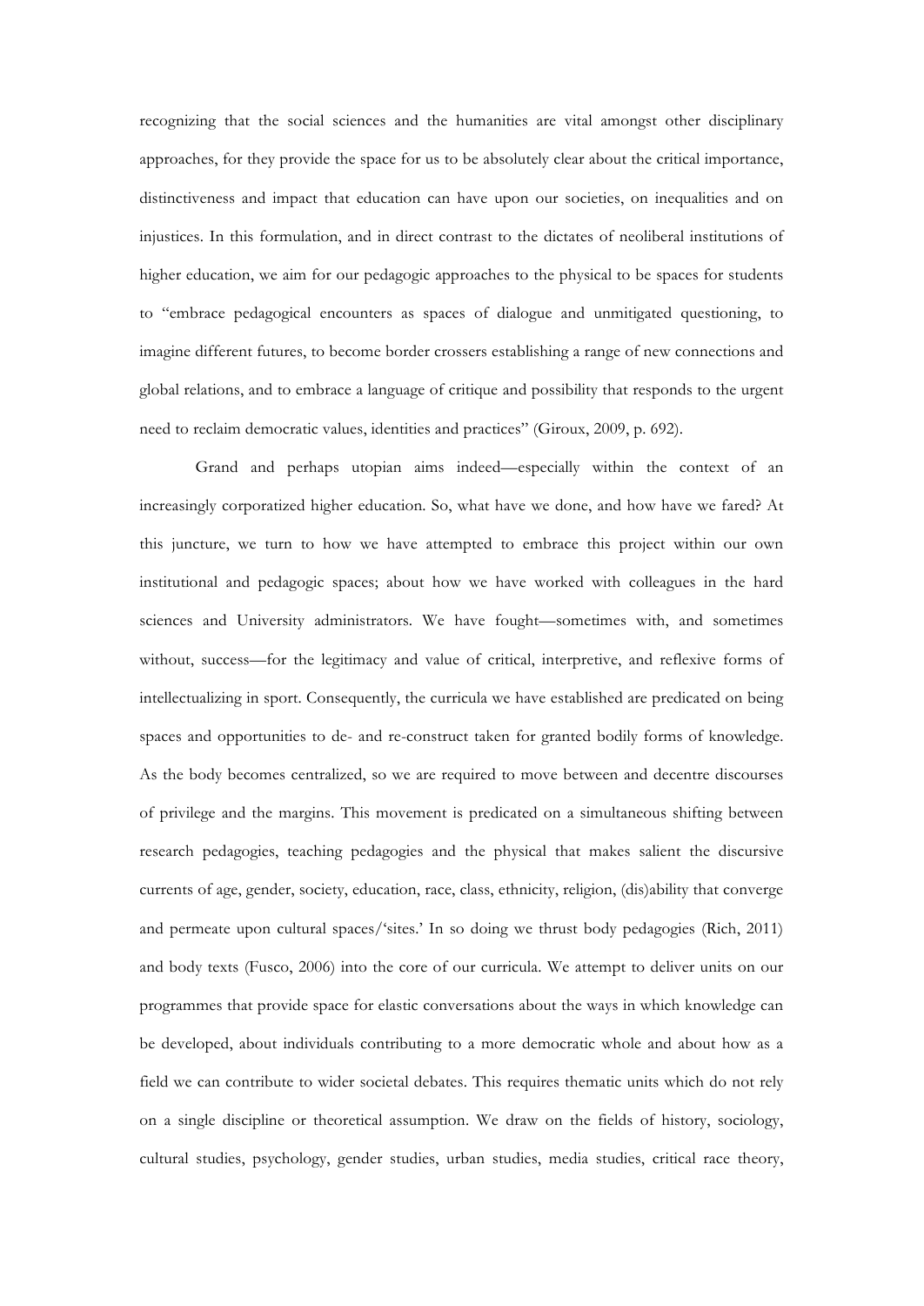recognizing that the social sciences and the humanities are vital amongst other disciplinary approaches, for they provide the space for us to be absolutely clear about the critical importance, distinctiveness and impact that education can have upon our societies, on inequalities and on injustices. In this formulation, and in direct contrast to the dictates of neoliberal institutions of higher education, we aim for our pedagogic approaches to the physical to be spaces for students to "embrace pedagogical encounters as spaces of dialogue and unmitigated questioning, to imagine different futures, to become border crossers establishing a range of new connections and global relations, and to embrace a language of critique and possibility that responds to the urgent need to reclaim democratic values, identities and practices" (Giroux, 2009, p. 692).

Grand and perhaps utopian aims indeed—especially within the context of an increasingly corporatized higher education. So, what have we done, and how have we fared? At this juncture, we turn to how we have attempted to embrace this project within our own institutional and pedagogic spaces; about how we have worked with colleagues in the hard sciences and University administrators. We have fought—sometimes with, and sometimes without, success—for the legitimacy and value of critical, interpretive, and reflexive forms of intellectualizing in sport. Consequently, the curricula we have established are predicated on being spaces and opportunities to de- and re-construct taken for granted bodily forms of knowledge. As the body becomes centralized, so we are required to move between and decentre discourses of privilege and the margins. This movement is predicated on a simultaneous shifting between research pedagogies, teaching pedagogies and the physical that makes salient the discursive currents of age, gender, society, education, race, class, ethnicity, religion, (dis)ability that converge and permeate upon cultural spaces/'sites.' In so doing we thrust body pedagogies (Rich, 2011) and body texts (Fusco, 2006) into the core of our curricula. We attempt to deliver units on our programmes that provide space for elastic conversations about the ways in which knowledge can be developed, about individuals contributing to a more democratic whole and about how as a field we can contribute to wider societal debates. This requires thematic units which do not rely on a single discipline or theoretical assumption. We draw on the fields of history, sociology, cultural studies, psychology, gender studies, urban studies, media studies, critical race theory,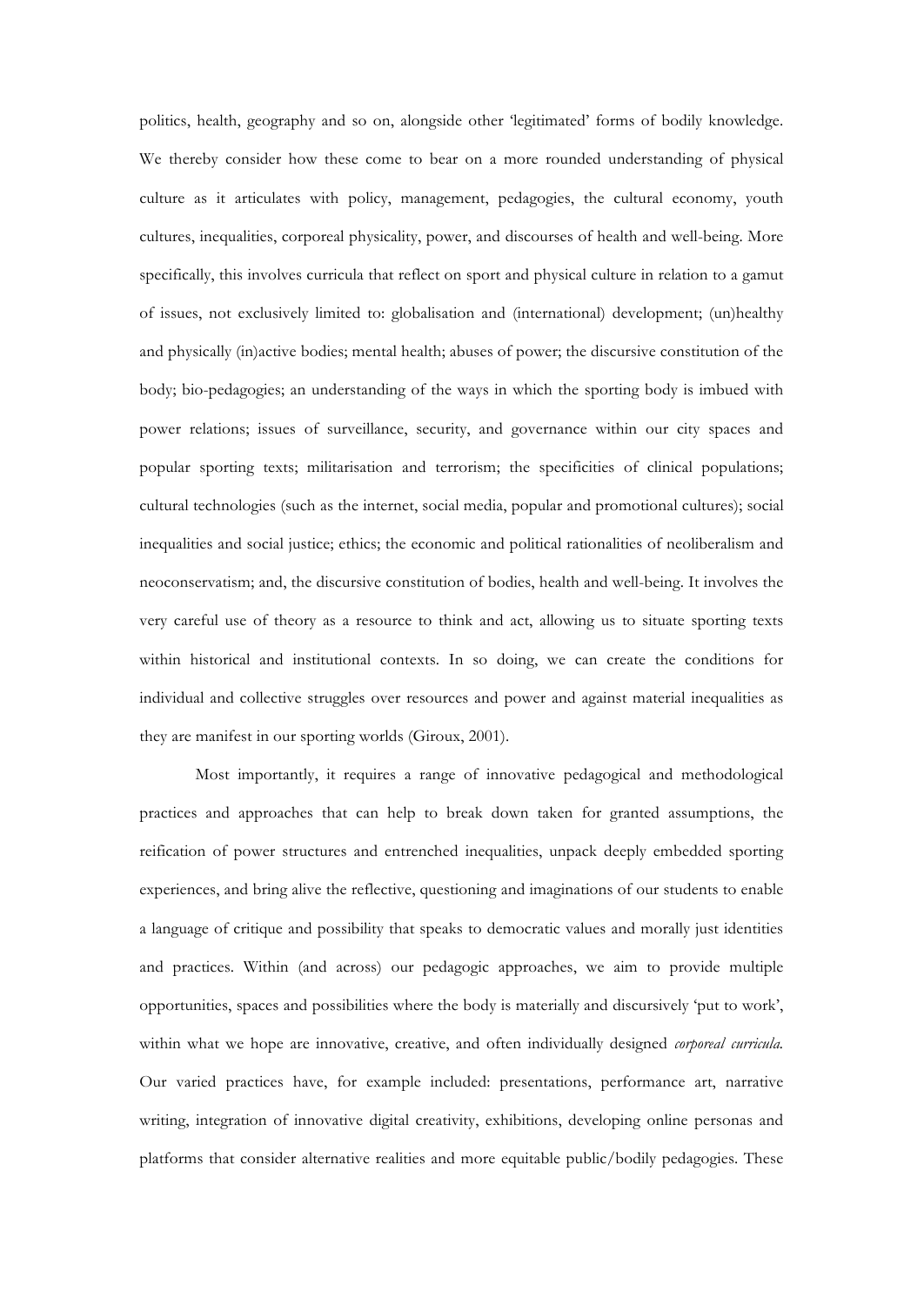politics, health, geography and so on, alongside other 'legitimated' forms of bodily knowledge. We thereby consider how these come to bear on a more rounded understanding of physical culture as it articulates with policy, management, pedagogies, the cultural economy, youth cultures, inequalities, corporeal physicality, power, and discourses of health and well-being. More specifically, this involves curricula that reflect on sport and physical culture in relation to a gamut of issues, not exclusively limited to: globalisation and (international) development; (un)healthy and physically (in)active bodies; mental health; abuses of power; the discursive constitution of the body; bio-pedagogies; an understanding of the ways in which the sporting body is imbued with power relations; issues of surveillance, security, and governance within our city spaces and popular sporting texts; militarisation and terrorism; the specificities of clinical populations; cultural technologies (such as the internet, social media, popular and promotional cultures); social inequalities and social justice; ethics; the economic and political rationalities of neoliberalism and neoconservatism; and, the discursive constitution of bodies, health and well-being. It involves the very careful use of theory as a resource to think and act, allowing us to situate sporting texts within historical and institutional contexts. In so doing, we can create the conditions for individual and collective struggles over resources and power and against material inequalities as they are manifest in our sporting worlds (Giroux, 2001).

Most importantly, it requires a range of innovative pedagogical and methodological practices and approaches that can help to break down taken for granted assumptions, the reification of power structures and entrenched inequalities, unpack deeply embedded sporting experiences, and bring alive the reflective, questioning and imaginations of our students to enable a language of critique and possibility that speaks to democratic values and morally just identities and practices. Within (and across) our pedagogic approaches, we aim to provide multiple opportunities, spaces and possibilities where the body is materially and discursively 'put to work', within what we hope are innovative, creative, and often individually designed *corporeal curricula*. Our varied practices have, for example included: presentations, performance art, narrative writing, integration of innovative digital creativity, exhibitions, developing online personas and platforms that consider alternative realities and more equitable public/bodily pedagogies. These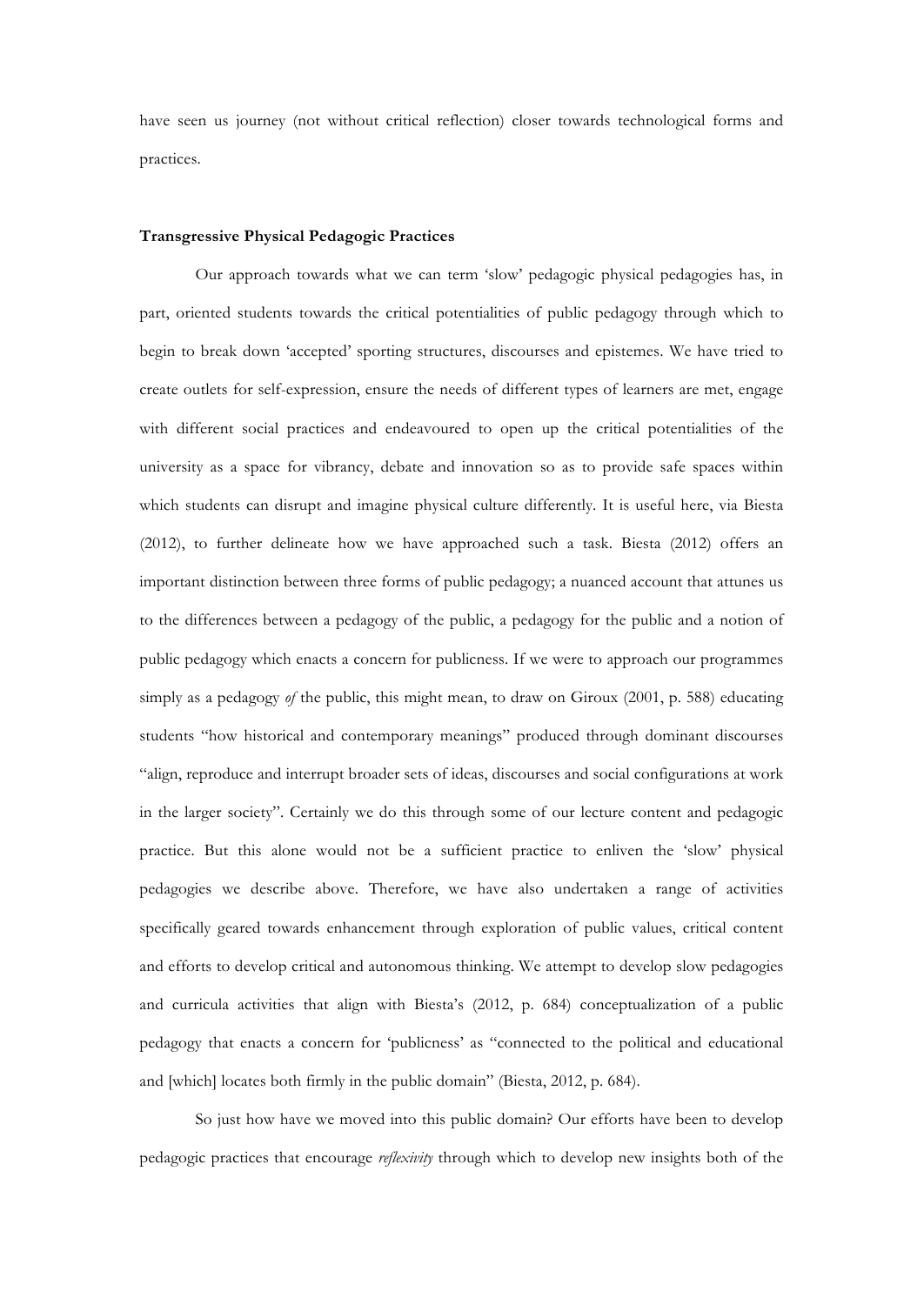have seen us journey (not without critical reflection) closer towards technological forms and practices.

**Transgressive Physical Pedagogic Practices**

Our approach towards what we can term 'slow' pedagogic physical pedagogies has, in part, oriented students towards the critical potentialities of public pedagogy through which to begin to break down 'accepted' sporting structures, discourses and epistemes. We have tried to create outlets for self-expression, ensure the needs of different types of learners are met, engage with different social practices and endeavoured to open up the critical potentialities of the university as a space for vibrancy, debate and innovation so as to provide safe spaces within which students can disrupt and imagine physical culture differently. It is useful here, via Biesta (2012), to further delineate how we have approached such a task. Biesta (2012) offers an important distinction between three forms of public pedagogy; a nuanced account that attunes us to the differences between a pedagogy of the public, a pedagogy for the public and a notion of public pedagogy which enacts a concern for publicness. If we were to approach our programmes simply as a pedagogy *of* the public, this might mean, to draw on Giroux (2001, p. 588) educating students "how historical and contemporary meanings" produced through dominant discourses "align, reproduce and interrupt broader sets of ideas, discourses and social configurations at work in the larger society". Certainly we do this through some of our lecture content and pedagogic practice. But this alone would not be a sufficient practice to enliven the 'slow' physical pedagogies we describe above. Therefore, we have also undertaken a range of activities specifically geared towards enhancement through exploration of public values, critical content and efforts to develop critical and autonomous thinking. We attempt to develop slow pedagogies and curricula activities that align with Biesta's (2012, p. 684) conceptualization of a public pedagogy that enacts a concern for 'publicness' as "connected to the political and educational and [which] locates both firmly in the public domain" (Biesta, 2012, p. 684).

So just how have we moved into this public domain? Our efforts have been to develop pedagogic practices that encourage *reflexivity* through which to develop new insights both of the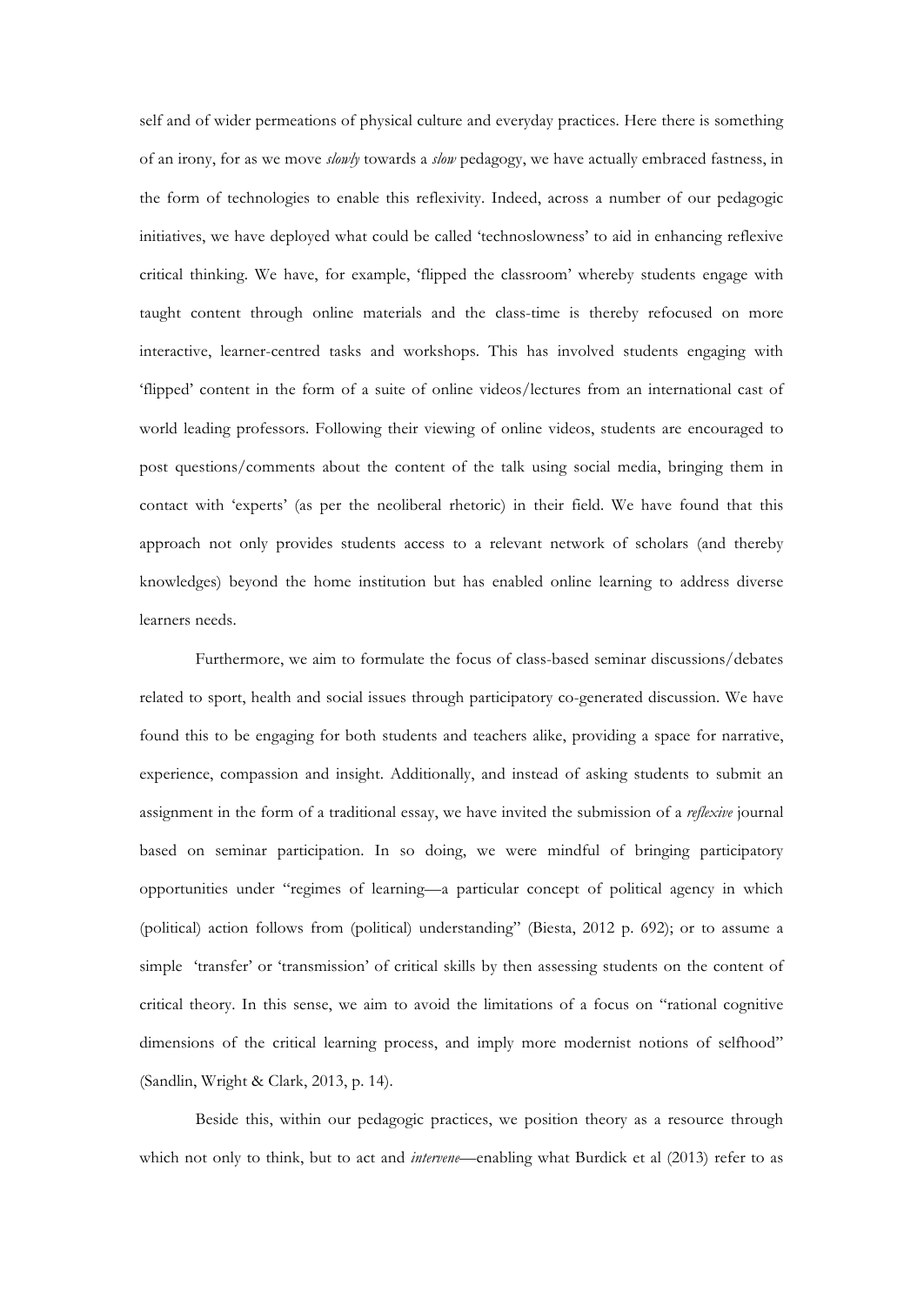self and of wider permeations of physical culture and everyday practices. Here there is something of an irony, for as we move *slowly* towards a *slow* pedagogy, we have actually embraced fastness, in the form of technologies to enable this reflexivity. Indeed, across a number of our pedagogic initiatives, we have deployed what could be called 'technoslowness' to aid in enhancing reflexive critical thinking. We have, for example, 'flipped the classroom' whereby students engage with taught content through online materials and the class-time is thereby refocused on more interactive, learner-centred tasks and workshops. This has involved students engaging with 'flipped' content in the form of a suite of online videos/lectures from an international cast of world leading professors. Following their viewing of online videos, students are encouraged to post questions/comments about the content of the talk using social media, bringing them in contact with 'experts' (as per the neoliberal rhetoric) in their field. We have found that this approach not only provides students access to a relevant network of scholars (and thereby knowledges) beyond the home institution but has enabled online learning to address diverse learners needs.

Furthermore, we aim to formulate the focus of class-based seminar discussions/debates related to sport, health and social issues through participatory co-generated discussion. We have found this to be engaging for both students and teachers alike, providing a space for narrative, experience, compassion and insight. Additionally, and instead of asking students to submit an assignment in the form of a traditional essay, we have invited the submission of a *reflexive* journal based on seminar participation. In so doing, we were mindful of bringing participatory opportunities under "regimes of learning—a particular concept of political agency in which (political) action follows from (political) understanding" (Biesta, 2012 p. 692); or to assume a simple 'transfer' or 'transmission' of critical skills by then assessing students on the content of critical theory. In this sense, we aim to avoid the limitations of a focus on "rational cognitive dimensions of the critical learning process, and imply more modernist notions of selfhood" (Sandlin, Wright & Clark, 2013, p. 14).

Beside this, within our pedagogic practices, we position theory as a resource through which not only to think, but to act and *intervene*—enabling what Burdick et al (2013) refer to as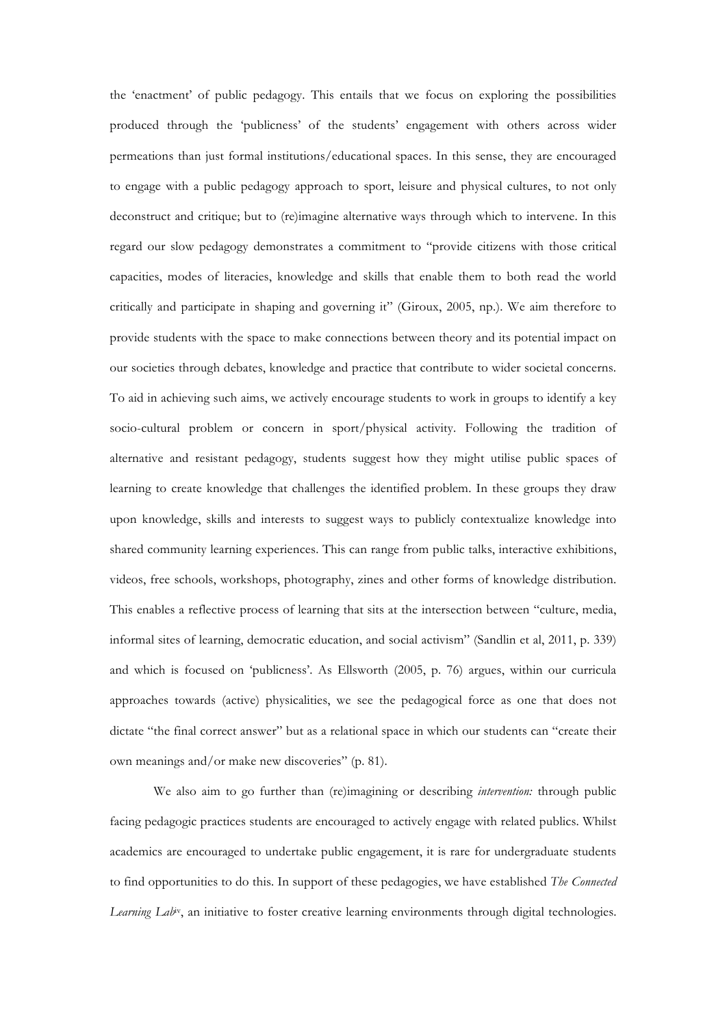the 'enactment' of public pedagogy. This entails that we focus on exploring the possibilities produced through the 'publicness' of the students' engagement with others across wider permeations than just formal institutions/educational spaces. In this sense, they are encouraged to engage with a public pedagogy approach to sport, leisure and physical cultures, to not only deconstruct and critique; but to (re)imagine alternative ways through which to intervene. In this regard our slow pedagogy demonstrates a commitment to "provide citizens with those critical capacities, modes of literacies, knowledge and skills that enable them to both read the world critically and participate in shaping and governing it" (Giroux, 2005, np.). We aim therefore to provide students with the space to make connections between theory and its potential impact on our societies through debates, knowledge and practice that contribute to wider societal concerns. To aid in achieving such aims, we actively encourage students to work in groups to identify a key socio-cultural problem or concern in sport/physical activity. Following the tradition of alternative and resistant pedagogy, students suggest how they might utilise public spaces of learning to create knowledge that challenges the identified problem. In these groups they draw upon knowledge, skills and interests to suggest ways to publicly contextualize knowledge into shared community learning experiences. This can range from public talks, interactive exhibitions, videos, free schools, workshops, photography, zines and other forms of knowledge distribution. This enables a reflective process of learning that sits at the intersection between "culture, media, informal sites of learning, democratic education, and social activism" (Sandlin et al, 2011, p. 339) and which is focused on 'publicness'. As Ellsworth (2005, p. 76) argues, within our curricula approaches towards (active) physicalities, we see the pedagogical force as one that does not dictate "the final correct answer" but as a relational space in which our students can "create their own meanings and/or make new discoveries" (p. 81).

We also aim to go further than (re)imagining or describing *intervention:* through public facing pedagogic practices students are encouraged to actively engage with related publics. Whilst academics are encouraged to undertake public engagement, it is rare for undergraduate students to find opportunities to do this. In support of these pedagogies, we have established *The Connected Learning Lab*[iv], an initiative to foster creative learning environments through digital technologies.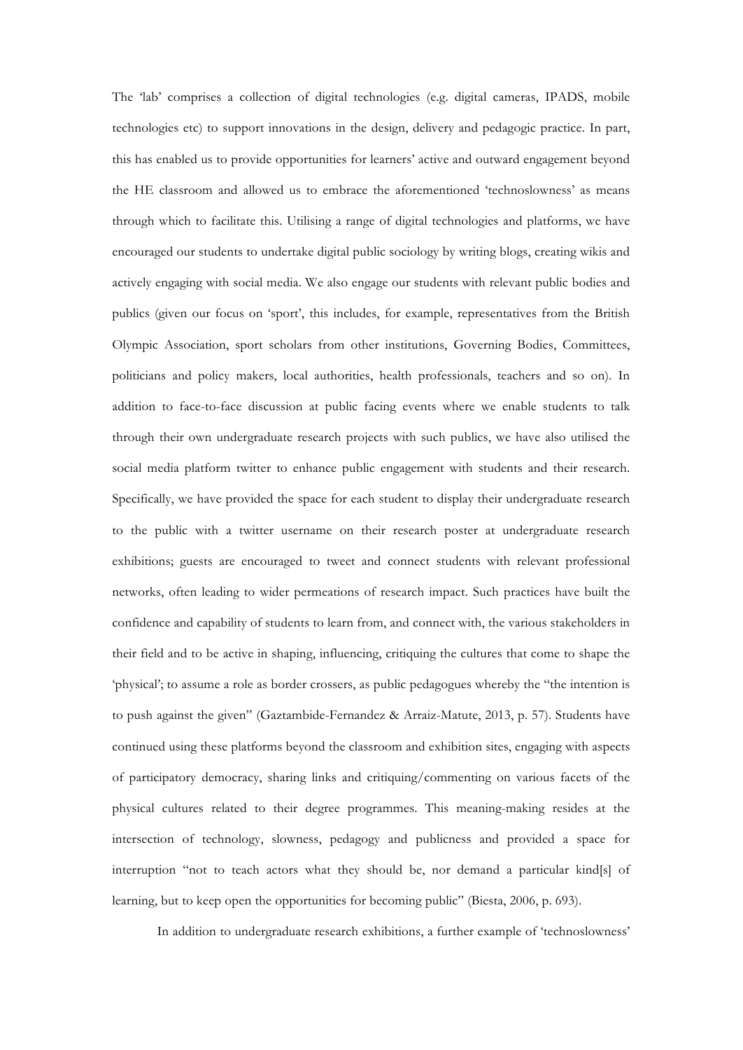The 'lab' comprises a collection of digital technologies (e.g. digital cameras, IPADS, mobile technologies etc) to support innovations in the design, delivery and pedagogic practice. In part, this has enabled us to provide opportunities for learners' active and outward engagement beyond the HE classroom and allowed us to embrace the aforementioned 'technoslowness' as means through which to facilitate this. Utilising a range of digital technologies and platforms, we have encouraged our students to undertake digital public sociology by writing blogs, creating wikis and actively engaging with social media. We also engage our students with relevant public bodies and publics (given our focus on 'sport', this includes, for example, representatives from the British Olympic Association, sport scholars from other institutions, Governing Bodies, Committees, politicians and policy makers, local authorities, health professionals, teachers and so on). In addition to face-to-face discussion at public facing events where we enable students to talk through their own undergraduate research projects with such publics, we have also utilised the social media platform twitter to enhance public engagement with students and their research. Specifically, we have provided the space for each student to display their undergraduate research to the public with a twitter username on their research poster at undergraduate research exhibitions; guests are encouraged to tweet and connect students with relevant professional networks, often leading to wider permeations of research impact. Such practices have built the confidence and capability of students to learn from, and connect with, the various stakeholders in their field and to be active in shaping, influencing, critiquing the cultures that come to shape the 'physical'; to assume a role as border crossers, as public pedagogues whereby the "the intention is to push against the given" (Gaztambide-Fernandez & Arraiz-Matute, 2013, p. 57). Students have continued using these platforms beyond the classroom and exhibition sites, engaging with aspects of participatory democracy, sharing links and critiquing/commenting on various facets of the physical cultures related to their degree programmes. This meaning-making resides at the intersection of technology, slowness, pedagogy and publicness and provided a space for interruption "not to teach actors what they should be, nor demand a particular kind[s] of learning, but to keep open the opportunities for becoming public" (Biesta, 2006, p. 693).

In addition to undergraduate research exhibitions, a further example of 'technoslowness'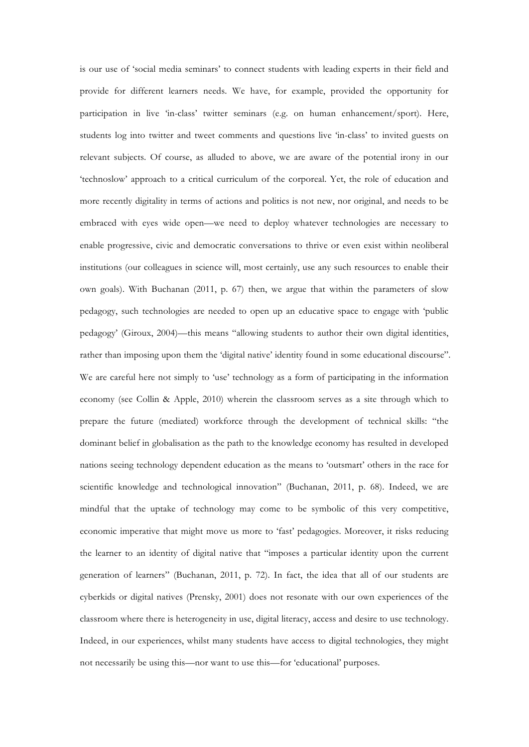is our use of 'social media seminars' to connect students with leading experts in their field and provide for different learners needs. We have, for example, provided the opportunity for participation in live 'in-class' twitter seminars (e.g. on human enhancement/sport). Here, students log into twitter and tweet comments and questions live 'in-class' to invited guests on relevant subjects. Of course, as alluded to above, we are aware of the potential irony in our 'technoslow' approach to a critical curriculum of the corporeal. Yet, the role of education and more recently digitality in terms of actions and politics is not new, nor original, and needs to be embraced with eyes wide open—we need to deploy whatever technologies are necessary to enable progressive, civic and democratic conversations to thrive or even exist within neoliberal institutions (our colleagues in science will, most certainly, use any such resources to enable their own goals). With Buchanan (2011, p. 67) then, we argue that within the parameters of slow pedagogy, such technologies are needed to open up an educative space to engage with 'public pedagogy' (Giroux, 2004)—this means "allowing students to author their own digital identities, rather than imposing upon them the 'digital native' identity found in some educational discourse". We are careful here not simply to 'use' technology as a form of participating in the information economy (see Collin & Apple, 2010) wherein the classroom serves as a site through which to prepare the future (mediated) workforce through the development of technical skills: "the dominant belief in globalisation as the path to the knowledge economy has resulted in developed nations seeing technology dependent education as the means to 'outsmart' others in the race for scientific knowledge and technological innovation" (Buchanan, 2011, p. 68). Indeed, we are mindful that the uptake of technology may come to be symbolic of this very competitive, economic imperative that might move us more to 'fast' pedagogies. Moreover, it risks reducing the learner to an identity of digital native that "imposes a particular identity upon the current generation of learners" (Buchanan, 2011, p. 72). In fact, the idea that all of our students are cyberkids or digital natives (Prensky, 2001) does not resonate with our own experiences of the classroom where there is heterogeneity in use, digital literacy, access and desire to use technology. Indeed, in our experiences, whilst many students have access to digital technologies, they might not necessarily be using this—nor want to use this—for 'educational' purposes.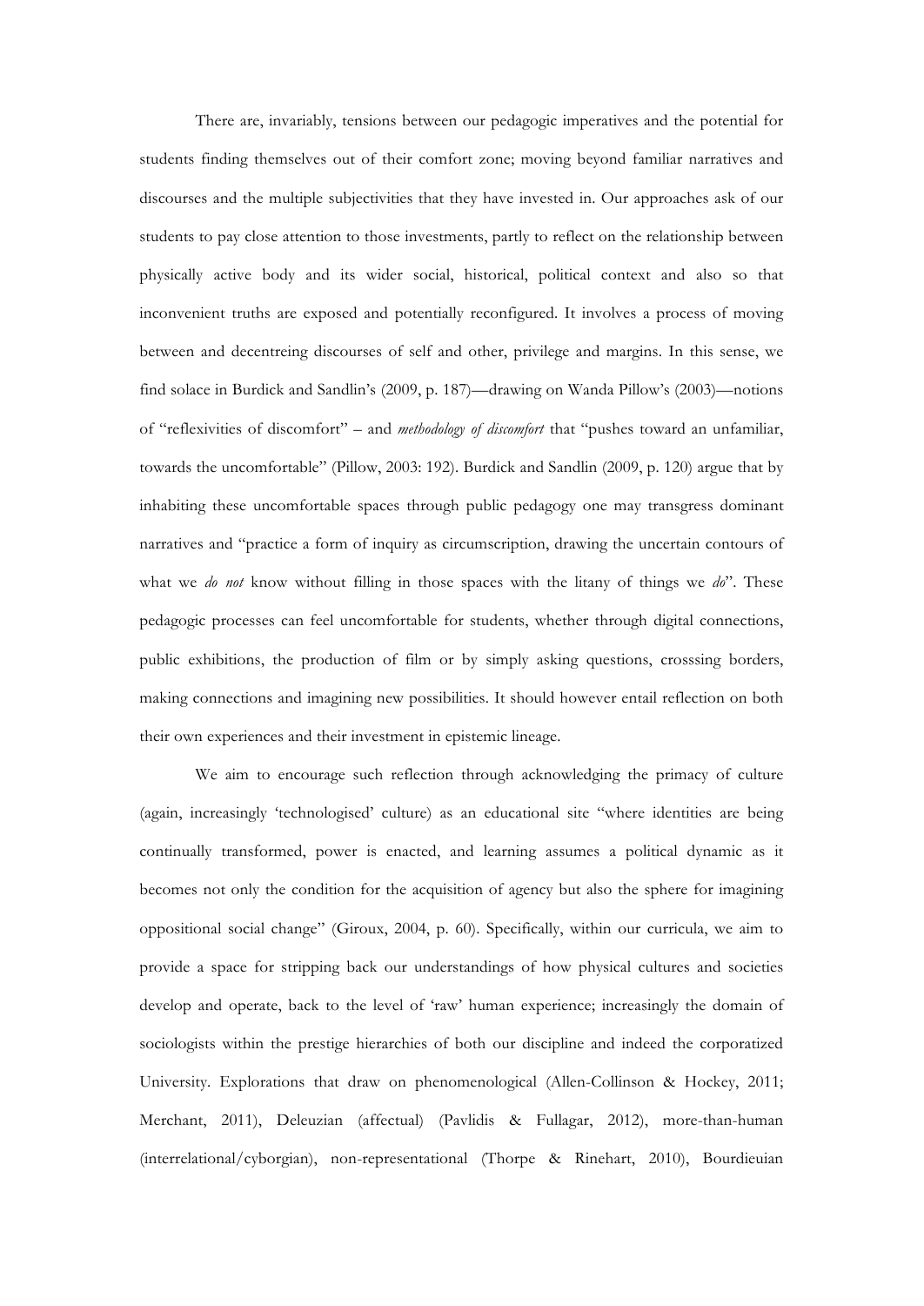There are, invariably, tensions between our pedagogic imperatives and the potential for students finding themselves out of their comfort zone; moving beyond familiar narratives and discourses and the multiple subjectivities that they have invested in. Our approaches ask of our students to pay close attention to those investments, partly to reflect on the relationship between physically active body and its wider social, historical, political context and also so that inconvenient truths are exposed and potentially reconfigured. It involves a process of moving between and decentreing discourses of self and other, privilege and margins. In this sense, we find solace in Burdick and Sandlin's (2009, p. 187)—drawing on Wanda Pillow's (2003)—notions of "reflexivities of discomfort" – and *methodology of discomfort* that "pushes toward an unfamiliar, towards the uncomfortable" (Pillow, 2003: 192). Burdick and Sandlin (2009, p. 120) argue that by inhabiting these uncomfortable spaces through public pedagogy one may transgress dominant narratives and "practice a form of inquiry as circumscription, drawing the uncertain contours of what we *do not* know without filling in those spaces with the litany of things we *do*". These pedagogic processes can feel uncomfortable for students, whether through digital connections, public exhibitions, the production of film or by simply asking questions, crosssing borders, making connections and imagining new possibilities. It should however entail reflection on both their own experiences and their investment in epistemic lineage.

We aim to encourage such reflection through acknowledging the primacy of culture (again, increasingly 'technologised' culture) as an educational site "where identities are being continually transformed, power is enacted, and learning assumes a political dynamic as it becomes not only the condition for the acquisition of agency but also the sphere for imagining oppositional social change" (Giroux, 2004, p. 60). Specifically, within our curricula, we aim to provide a space for stripping back our understandings of how physical cultures and societies develop and operate, back to the level of 'raw' human experience; increasingly the domain of sociologists within the prestige hierarchies of both our discipline and indeed the corporatized University. Explorations that draw on phenomenological (Allen-Collinson & Hockey, 2011; Merchant, 2011), Deleuzian (affectual) (Pavlidis & Fullagar, 2012), more-than-human (interrelational/cyborgian), non-representational (Thorpe & Rinehart, 2010), Bourdieuian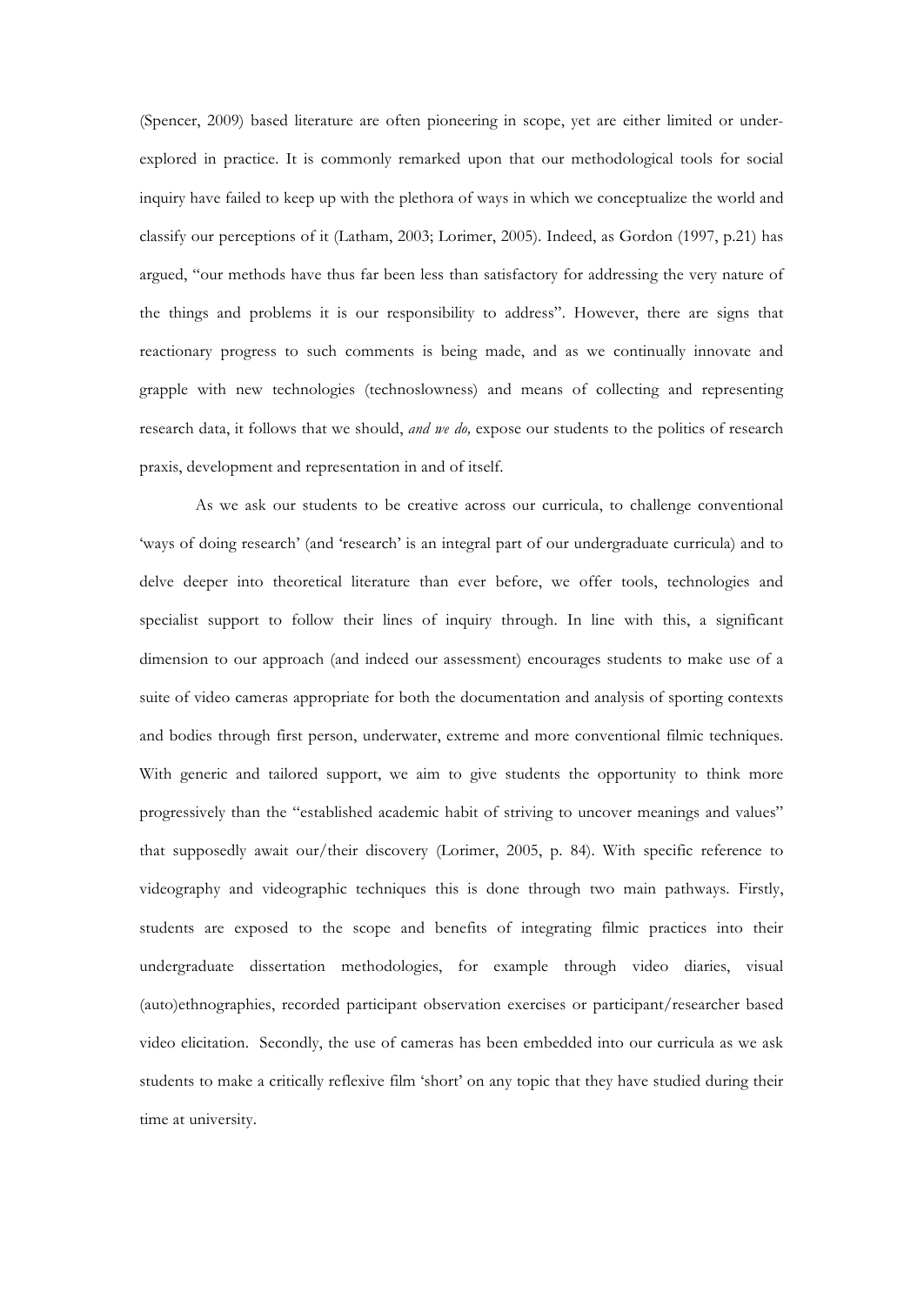(Spencer, 2009) based literature are often pioneering in scope, yet are either limited or under-explored in practice. It is commonly remarked upon that our methodological tools for social inquiry have failed to keep up with the plethora of ways in which we conceptualize the world and classify our perceptions of it (Latham, 2003; Lorimer, 2005). Indeed, as Gordon (1997, p.21) has argued, "our methods have thus far been less than satisfactory for addressing the very nature of the things and problems it is our responsibility to address". However, there are signs that reactionary progress to such comments is being made, and as we continually innovate and grapple with new technologies (technoslowness) and means of collecting and representing research data, it follows that we should, *and we do,* expose our students to the politics of research praxis, development and representation in and of itself.

As we ask our students to be creative across our curricula, to challenge conventional 'ways of doing research' (and 'research' is an integral part of our undergraduate curricula) and to delve deeper into theoretical literature than ever before, we offer tools, technologies and specialist support to follow their lines of inquiry through. In line with this, a significant dimension to our approach (and indeed our assessment) encourages students to make use of a suite of video cameras appropriate for both the documentation and analysis of sporting contexts and bodies through first person, underwater, extreme and more conventional filmic techniques. With generic and tailored support, we aim to give students the opportunity to think more progressively than the "established academic habit of striving to uncover meanings and values" that supposedly await our/their discovery (Lorimer, 2005, p. 84). With specific reference to videography and videographic techniques this is done through two main pathways. Firstly, students are exposed to the scope and benefits of integrating filmic practices into their undergraduate dissertation methodologies, for example through video diaries, visual (auto)ethnographies, recorded participant observation exercises or participant/researcher based video elicitation. Secondly, the use of cameras has been embedded into our curricula as we ask students to make a critically reflexive film 'short' on any topic that they have studied during their time at university.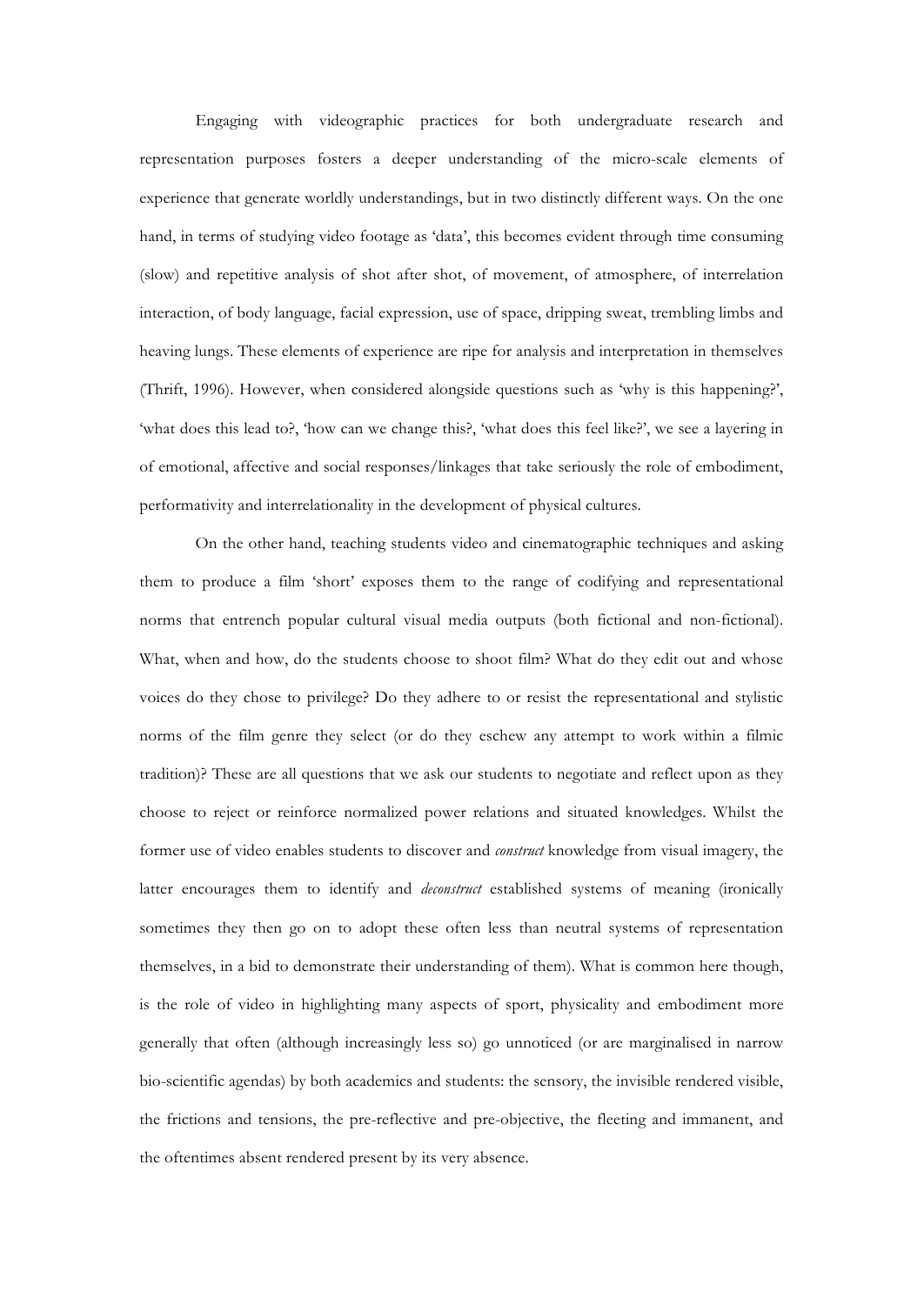Engaging with videographic practices for both undergraduate research and representation purposes fosters a deeper understanding of the micro-scale elements of experience that generate worldly understandings, but in two distinctly different ways. On the one hand, in terms of studying video footage as 'data', this becomes evident through time consuming (slow) and repetitive analysis of shot after shot, of movement, of atmosphere, of interrelation interaction, of body language, facial expression, use of space, dripping sweat, trembling limbs and heaving lungs. These elements of experience are ripe for analysis and interpretation in themselves (Thrift, 1996). However, when considered alongside questions such as 'why is this happening?', 'what does this lead to?, 'how can we change this?, 'what does this feel like?', we see a layering in of emotional, affective and social responses/linkages that take seriously the role of embodiment, performativity and interrelationality in the development of physical cultures.

On the other hand, teaching students video and cinematographic techniques and asking them to produce a film 'short' exposes them to the range of codifying and representational norms that entrench popular cultural visual media outputs (both fictional and non-fictional). What, when and how, do the students choose to shoot film? What do they edit out and whose voices do they chose to privilege? Do they adhere to or resist the representational and stylistic norms of the film genre they select (or do they eschew any attempt to work within a filmic tradition)? These are all questions that we ask our students to negotiate and reflect upon as they choose to reject or reinforce normalized power relations and situated knowledges. Whilst the former use of video enables students to discover and *construct* knowledge from visual imagery, the latter encourages them to identify and *deconstruct* established systems of meaning (ironically sometimes they then go on to adopt these often less than neutral systems of representation themselves, in a bid to demonstrate their understanding of them). What is common here though, is the role of video in highlighting many aspects of sport, physicality and embodiment more generally that often (although increasingly less so) go unnoticed (or are marginalised in narrow bio-scientific agendas) by both academics and students: the sensory, the invisible rendered visible, the frictions and tensions, the pre-reflective and pre-objective, the fleeting and immanent, and the oftentimes absent rendered present by its very absence.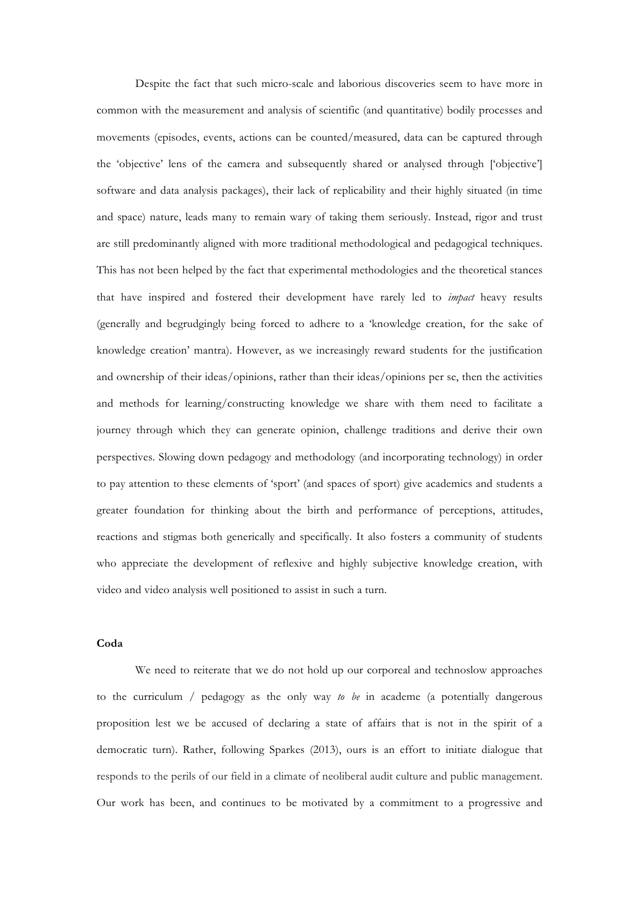Despite the fact that such micro-scale and laborious discoveries seem to have more in common with the measurement and analysis of scientific (and quantitative) bodily processes and movements (episodes, events, actions can be counted/measured, data can be captured through the 'objective' lens of the camera and subsequently shared or analysed through ['objective'] software and data analysis packages), their lack of replicability and their highly situated (in time and space) nature, leads many to remain wary of taking them seriously. Instead, rigor and trust are still predominantly aligned with more traditional methodological and pedagogical techniques. This has not been helped by the fact that experimental methodologies and the theoretical stances that have inspired and fostered their development have rarely led to *impact* heavy results (generally and begrudgingly being forced to adhere to a 'knowledge creation, for the sake of knowledge creation' mantra). However, as we increasingly reward students for the justification and ownership of their ideas/opinions, rather than their ideas/opinions per se, then the activities and methods for learning/constructing knowledge we share with them need to facilitate a journey through which they can generate opinion, challenge traditions and derive their own perspectives. Slowing down pedagogy and methodology (and incorporating technology) in order to pay attention to these elements of 'sport' (and spaces of sport) give academics and students a greater foundation for thinking about the birth and performance of perceptions, attitudes, reactions and stigmas both generically and specifically. It also fosters a community of students who appreciate the development of reflexive and highly subjective knowledge creation, with video and video analysis well positioned to assist in such a turn.

**Coda**

We need to reiterate that we do not hold up our corporeal and technoslow approaches to the curriculum / pedagogy as the only way *to be* in academe (a potentially dangerous proposition lest we be accused of declaring a state of affairs that is not in the spirit of a democratic turn). Rather, following Sparkes (2013), ours is an effort to initiate dialogue that responds to the perils of our field in a climate of neoliberal audit culture and public management. Our work has been, and continues to be motivated by a commitment to a progressive and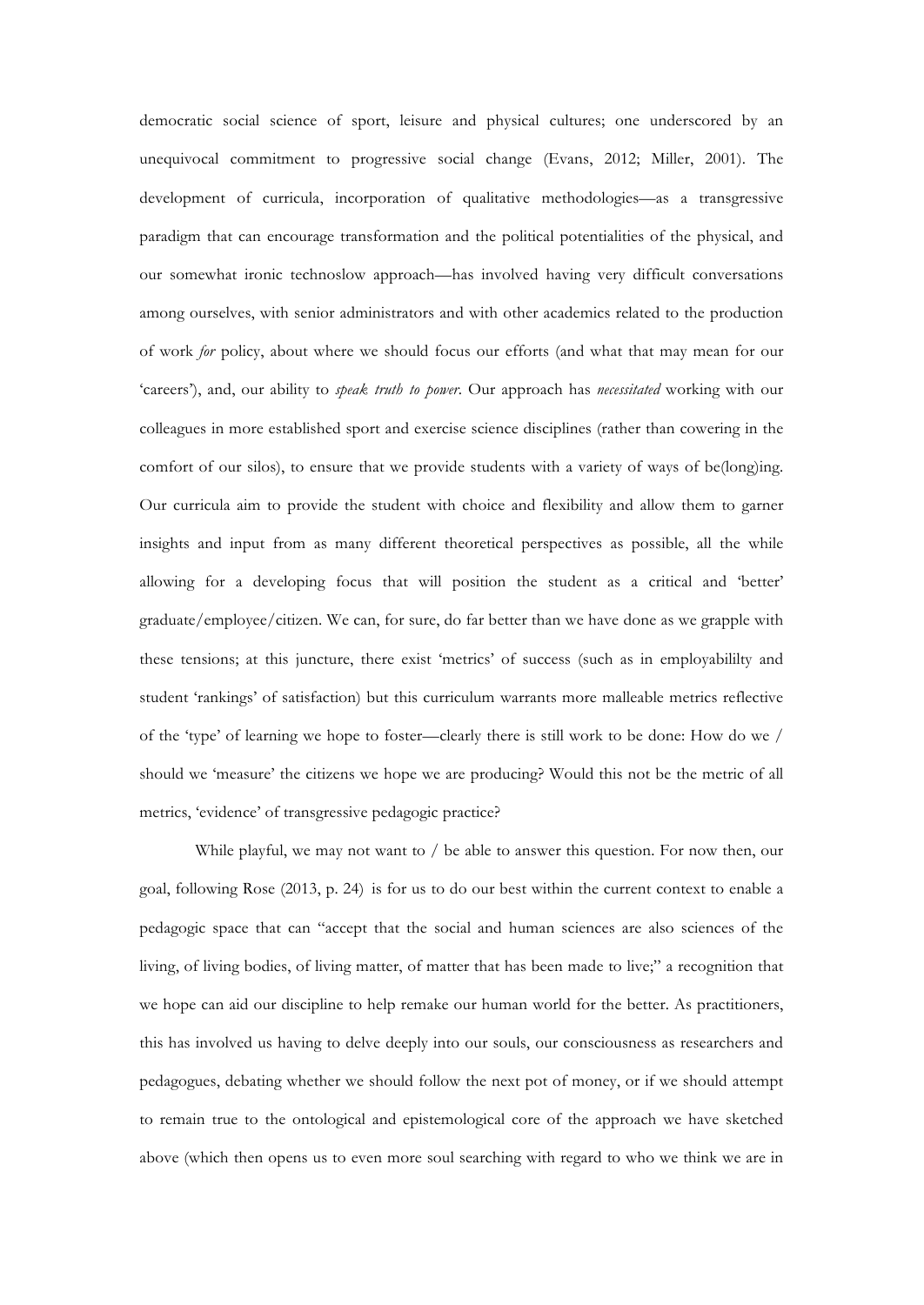democratic social science of sport, leisure and physical cultures; one underscored by an unequivocal commitment to progressive social change (Evans, 2012; Miller, 2001). The development of curricula, incorporation of qualitative methodologies—as a transgressive paradigm that can encourage transformation and the political potentialities of the physical, and our somewhat ironic technoslow approach—has involved having very difficult conversations among ourselves, with senior administrators and with other academics related to the production of work *for* policy, about where we should focus our efforts (and what that may mean for our 'careers'), and, our ability to *speak truth to power*. Our approach has *necessitated* working with our colleagues in more established sport and exercise science disciplines (rather than cowering in the comfort of our silos), to ensure that we provide students with a variety of ways of be(long)ing. Our curricula aim to provide the student with choice and flexibility and allow them to garner insights and input from as many different theoretical perspectives as possible, all the while allowing for a developing focus that will position the student as a critical and 'better' graduate/employee/citizen. We can, for sure, do far better than we have done as we grapple with these tensions; at this juncture, there exist 'metrics' of success (such as in employabililty and student 'rankings' of satisfaction) but this curriculum warrants more malleable metrics reflective of the 'type' of learning we hope to foster—clearly there is still work to be done: How do we / should we 'measure' the citizens we hope we are producing? Would this not be the metric of all metrics, 'evidence' of transgressive pedagogic practice?

While playful, we may not want to / be able to answer this question. For now then, our goal, following Rose (2013, p. 24) is for us to do our best within the current context to enable a pedagogic space that can "accept that the social and human sciences are also sciences of the living, of living bodies, of living matter, of matter that has been made to live;" a recognition that we hope can aid our discipline to help remake our human world for the better. As practitioners, this has involved us having to delve deeply into our souls, our consciousness as researchers and pedagogues, debating whether we should follow the next pot of money, or if we should attempt to remain true to the ontological and epistemological core of the approach we have sketched above (which then opens us to even more soul searching with regard to who we think we are in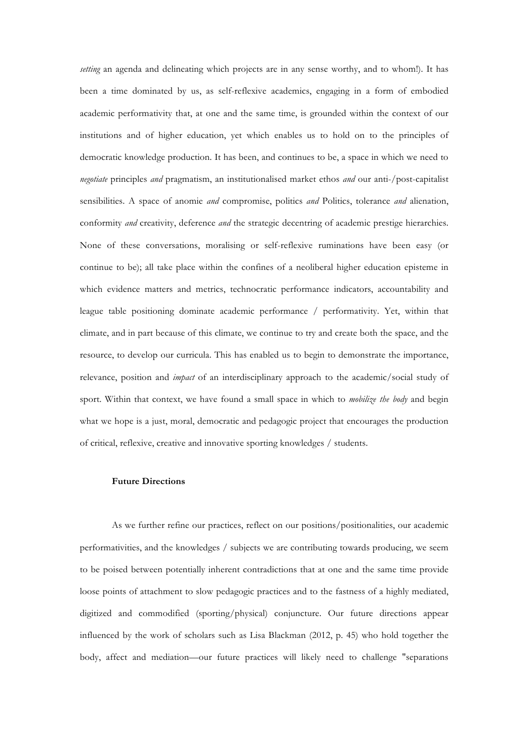*setting* an agenda and delineating which projects are in any sense worthy, and to whom!). It has been a time dominated by us, as self-reflexive academics, engaging in a form of embodied academic performativity that, at one and the same time, is grounded within the context of our institutions and of higher education, yet which enables us to hold on to the principles of democratic knowledge production. It has been, and continues to be, a space in which we need to *negotiate* principles *and* pragmatism, an institutionalised market ethos *and* our anti-/post-capitalist sensibilities. A space of anomie *and* compromise, politics *and* Politics, tolerance *and* alienation, conformity *and* creativity, deference *and* the strategic decentring of academic prestige hierarchies. None of these conversations, moralising or self-reflexive ruminations have been easy (or continue to be); all take place within the confines of a neoliberal higher education episteme in which evidence matters and metrics, technocratic performance indicators, accountability and league table positioning dominate academic performance / performativity. Yet, within that climate, and in part because of this climate, we continue to try and create both the space, and the resource, to develop our curricula. This has enabled us to begin to demonstrate the importance, relevance, position and *impact* of an interdisciplinary approach to the academic/social study of sport. Within that context, we have found a small space in which to *mobilize the body* and begin what we hope is a just, moral, democratic and pedagogic project that encourages the production of critical, reflexive, creative and innovative sporting knowledges / students.

**Future Directions**

As we further refine our practices, reflect on our positions/positionalities, our academic performativities, and the knowledges / subjects we are contributing towards producing, we seem to be poised between potentially inherent contradictions that at one and the same time provide loose points of attachment to slow pedagogic practices and to the fastness of a highly mediated, digitized and commodified (sporting/physical) conjuncture. Our future directions appear influenced by the work of scholars such as Lisa Blackman (2012, p. 45) who hold together the body, affect and mediation—our future practices will likely need to challenge "separations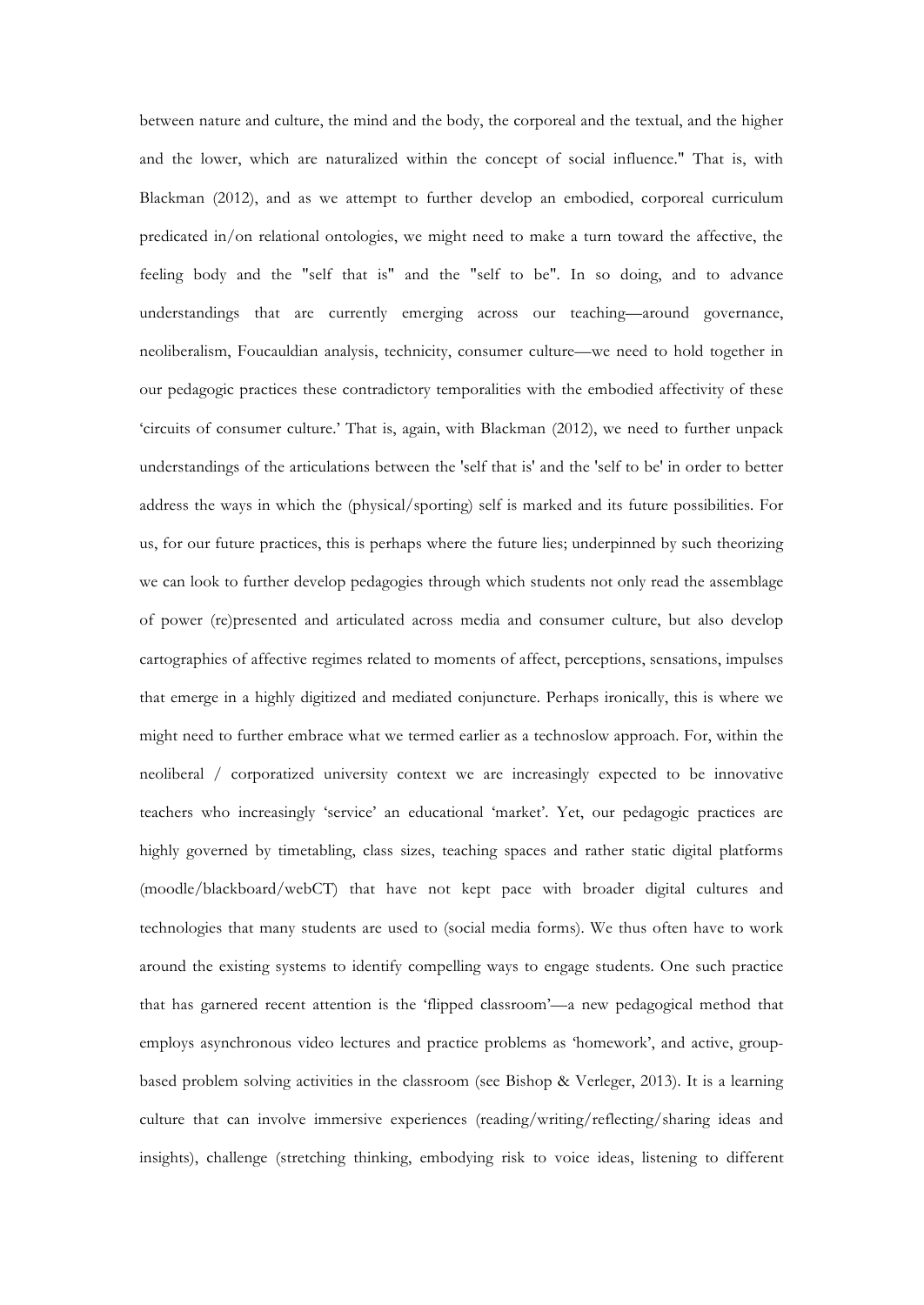between nature and culture, the mind and the body, the corporeal and the textual, and the higher and the lower, which are naturalized within the concept of social influence." That is, with Blackman (2012), and as we attempt to further develop an embodied, corporeal curriculum predicated in/on relational ontologies, we might need to make a turn toward the affective, the feeling body and the "self that is" and the "self to be". In so doing, and to advance understandings that are currently emerging across our teaching—around governance, neoliberalism, Foucauldian analysis, technicity, consumer culture—we need to hold together in our pedagogic practices these contradictory temporalities with the embodied affectivity of these 'circuits of consumer culture.' That is, again, with Blackman (2012), we need to further unpack understandings of the articulations between the 'self that is' and the 'self to be' in order to better address the ways in which the (physical/sporting) self is marked and its future possibilities. For us, for our future practices, this is perhaps where the future lies; underpinned by such theorizing we can look to further develop pedagogies through which students not only read the assemblage of power (re)presented and articulated across media and consumer culture, but also develop cartographies of affective regimes related to moments of affect, perceptions, sensations, impulses that emerge in a highly digitized and mediated conjuncture. Perhaps ironically, this is where we might need to further embrace what we termed earlier as a technoslow approach. For, within the neoliberal / corporatized university context we are increasingly expected to be innovative teachers who increasingly 'service' an educational 'market'. Yet, our pedagogic practices are highly governed by timetabling, class sizes, teaching spaces and rather static digital platforms (moodle/blackboard/webCT) that have not kept pace with broader digital cultures and technologies that many students are used to (social media forms). We thus often have to work around the existing systems to identify compelling ways to engage students. One such practice that has garnered recent attention is the 'flipped classroom'—a new pedagogical method that employs asynchronous video lectures and practice problems as 'homework', and active, group-based problem solving activities in the classroom (see Bishop & Verleger, 2013). It is a learning culture that can involve immersive experiences (reading/writing/reflecting/sharing ideas and insights), challenge (stretching thinking, embodying risk to voice ideas, listening to different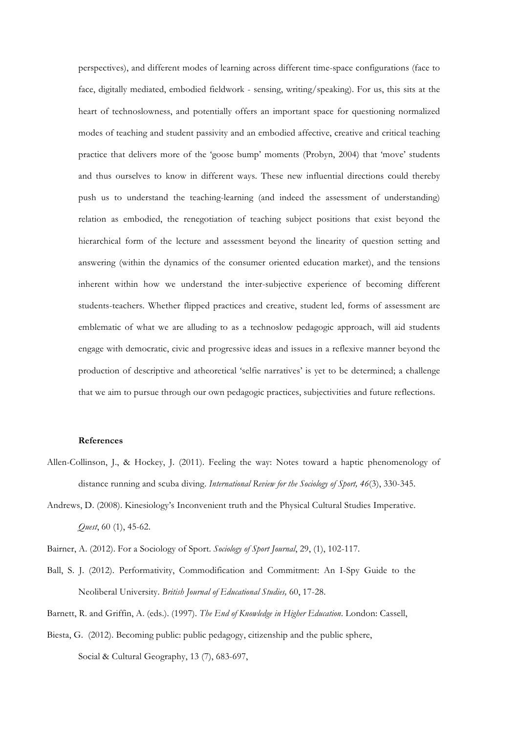perspectives), and different modes of learning across different time-space configurations (face to face, digitally mediated, embodied fieldwork - sensing, writing/speaking). For us, this sits at the heart of technoslowness, and potentially offers an important space for questioning normalized modes of teaching and student passivity and an embodied affective, creative and critical teaching practice that delivers more of the 'goose bump' moments (Probyn, 2004) that 'move' students and thus ourselves to know in different ways. These new influential directions could thereby push us to understand the teaching-learning (and indeed the assessment of understanding) relation as embodied, the renegotiation of teaching subject positions that exist beyond the hierarchical form of the lecture and assessment beyond the linearity of question setting and answering (within the dynamics of the consumer oriented education market), and the tensions inherent within how we understand the inter-subjective experience of becoming different students-teachers. Whether flipped practices and creative, student led, forms of assessment are emblematic of what we are alluding to as a technoslow pedagogic approach, will aid students engage with democratic, civic and progressive ideas and issues in a reflexive manner beyond the production of descriptive and atheoretical 'selfie narratives' is yet to be determined; a challenge that we aim to pursue through our own pedagogic practices, subjectivities and future reflections.

**References**

Allen-Collinson, J., & Hockey, J. (2011). Feeling the way: Notes toward a haptic phenomenology of distance running and scuba diving. *International Review for the Sociology of Sport, 46*(3), 330-345.

Andrews, D. (2008). Kinesiology's Inconvenient truth and the Physical Cultural Studies Imperative. *Quest*, 60 (1), 45-62.

Bairner, A. (2012). For a Sociology of Sport. *Sociology of Sport Journal*, 29, (1), 102-117.

Ball, S. J. (2012). Performativity, Commodification and Commitment: An I-Spy Guide to the Neoliberal University. *British Journal of Educational Studies,* 60, 17-28.

Barnett, R. and Griffin, A. (eds.). (1997). *The End of Knowledge in Higher Education*. London: Cassell,

Biesta, G. (2012). Becoming public: public pedagogy, citizenship and the public sphere, Social & Cultural Geography, 13 (7), 683-697,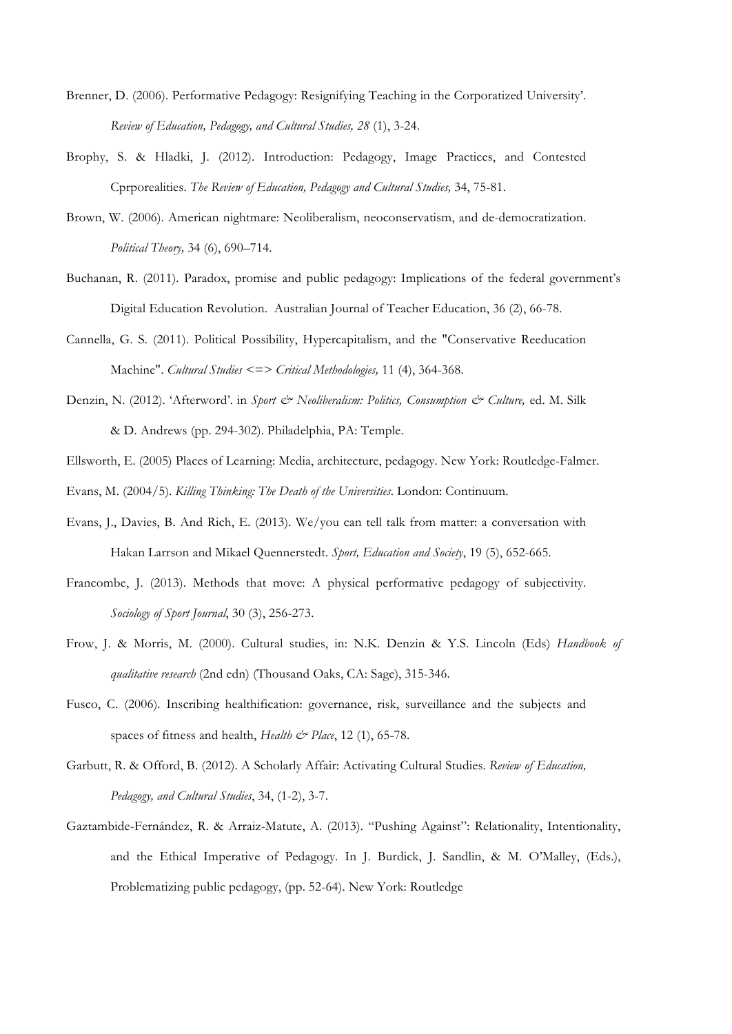Brenner, D. (2006). Performative Pedagogy: Resignifying Teaching in the Corporatized University'. *Review of Education, Pedagogy, and Cultural Studies, 28* (1), 3-24.

Brophy, S. & Hladki, J. (2012). Introduction: Pedagogy, Image Practices, and Contested Cprporealities. *The Review of Education, Pedagogy and Cultural Studies,* 34, 75-81.

Brown, W. (2006). American nightmare: Neoliberalism, neoconservatism, and de-democratization. *Political Theory,* 34 (6), 690–714.

Buchanan, R. (2011). Paradox, promise and public pedagogy: Implications of the federal government's Digital Education Revolution. Australian Journal of Teacher Education, 36 (2), 66-78.

Cannella, G. S. (2011). Political Possibility, Hypercapitalism, and the "Conservative Reeducation Machine". *Cultural Studies <=> Critical Methodologies,* 11 (4), 364-368.

Denzin, N. (2012). 'Afterword'. in *Sport & Neoliberalism: Politics, Consumption & Culture,* ed. M. Silk & D. Andrews (pp. 294-302). Philadelphia, PA: Temple.

Ellsworth, E. (2005) Places of Learning: Media, architecture, pedagogy. New York: Routledge-Falmer.

Evans, M. (2004/5). *Killing Thinking: The Death of the Universities*. London: Continuum.

Evans, J., Davies, B. And Rich, E. (2013). We/you can tell talk from matter: a conversation with Hakan Larrson and Mikael Quennerstedt. *Sport, Education and Society*, 19 (5), 652-665.

Francombe, J. (2013). Methods that move: A physical performative pedagogy of subjectivity. *Sociology of Sport Journal*, 30 (3), 256-273.

Frow, J. & Morris, M. (2000). Cultural studies, in: N.K. Denzin & Y.S. Lincoln (Eds) *Handbook of qualitative research* (2nd edn) (Thousand Oaks, CA: Sage), 315-346.

Fusco, C. (2006). Inscribing healthification: governance, risk, surveillance and the subjects and spaces of fitness and health, *Health & Place*, 12 (1), 65-78.

Garbutt, R. & Offord, B. (2012). A Scholarly Affair: Activating Cultural Studies. *Review of Education, Pedagogy, and Cultural Studies*, 34, (1-2), 3-7.

Gaztambide-Fernández, R. & Arraiz-Matute, A. (2013). "Pushing Against": Relationality, Intentionality, and the Ethical Imperative of Pedagogy. In J. Burdick, J. Sandlin, & M. O'Malley, (Eds.), Problematizing public pedagogy, (pp. 52-64). New York: Routledge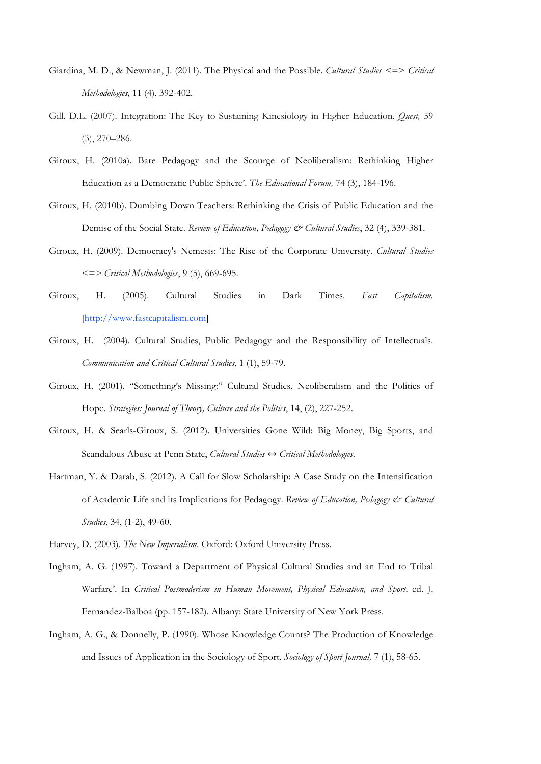Giardina, M. D., & Newman, J. (2011). The Physical and the Possible. *Cultural Studies <=> Critical Methodologies,* 11 (4), 392-402.

Gill, D.L. (2007). Integration: The Key to Sustaining Kinesiology in Higher Education. *Quest,* 59 (3), 270–286.

Giroux, H. (2010a). Bare Pedagogy and the Scourge of Neoliberalism: Rethinking Higher Education as a Democratic Public Sphere'. *The Educational Forum,* 74 (3), 184-196.

Giroux, H. (2010b). Dumbing Down Teachers: Rethinking the Crisis of Public Education and the Demise of the Social State. *Review of Education, Pedagogy & Cultural Studies*, 32 (4), 339-381.

Giroux, H. (2009). Democracy's Nemesis: The Rise of the Corporate University. *Cultural Studies <=> Critical Methodologies*, 9 (5), 669-695.

Giroux, H. (2005). Cultural Studies in Dark Times. *Fast Capitalism.* [http://www.fastcapitalism.com]

Giroux, H. (2004). Cultural Studies, Public Pedagogy and the Responsibility of Intellectuals. *Communication and Critical Cultural Studies*, 1 (1), 59-79.

Giroux, H. (2001). "Something's Missing:" Cultural Studies, Neoliberalism and the Politics of Hope. *Strategies: Journal of Theory, Culture and the Politics*, 14, (2), 227-252.

Giroux, H. & Searls-Giroux, S. (2012). Universities Gone Wild: Big Money, Big Sports, and Scandalous Abuse at Penn State, *Cultural Studies ↔ Critical Methodologies*.

Hartman, Y. & Darab, S. (2012). A Call for Slow Scholarship: A Case Study on the Intensification of Academic Life and its Implications for Pedagogy. *Review of Education, Pedagogy & Cultural Studies*, 34, (1-2), 49-60.

Harvey, D. (2003). *The New Imperialism*. Oxford: Oxford University Press.

Ingham, A. G. (1997). Toward a Department of Physical Cultural Studies and an End to Tribal Warfare'. In *Critical Postmoderism in Human Movement, Physical Education, and Sport*. ed. J. Fernandez-Balboa (pp. 157-182). Albany: State University of New York Press.

Ingham, A. G., & Donnelly, P. (1990). Whose Knowledge Counts? The Production of Knowledge and Issues of Application in the Sociology of Sport, *Sociology of Sport Journal,* 7 (1), 58-65.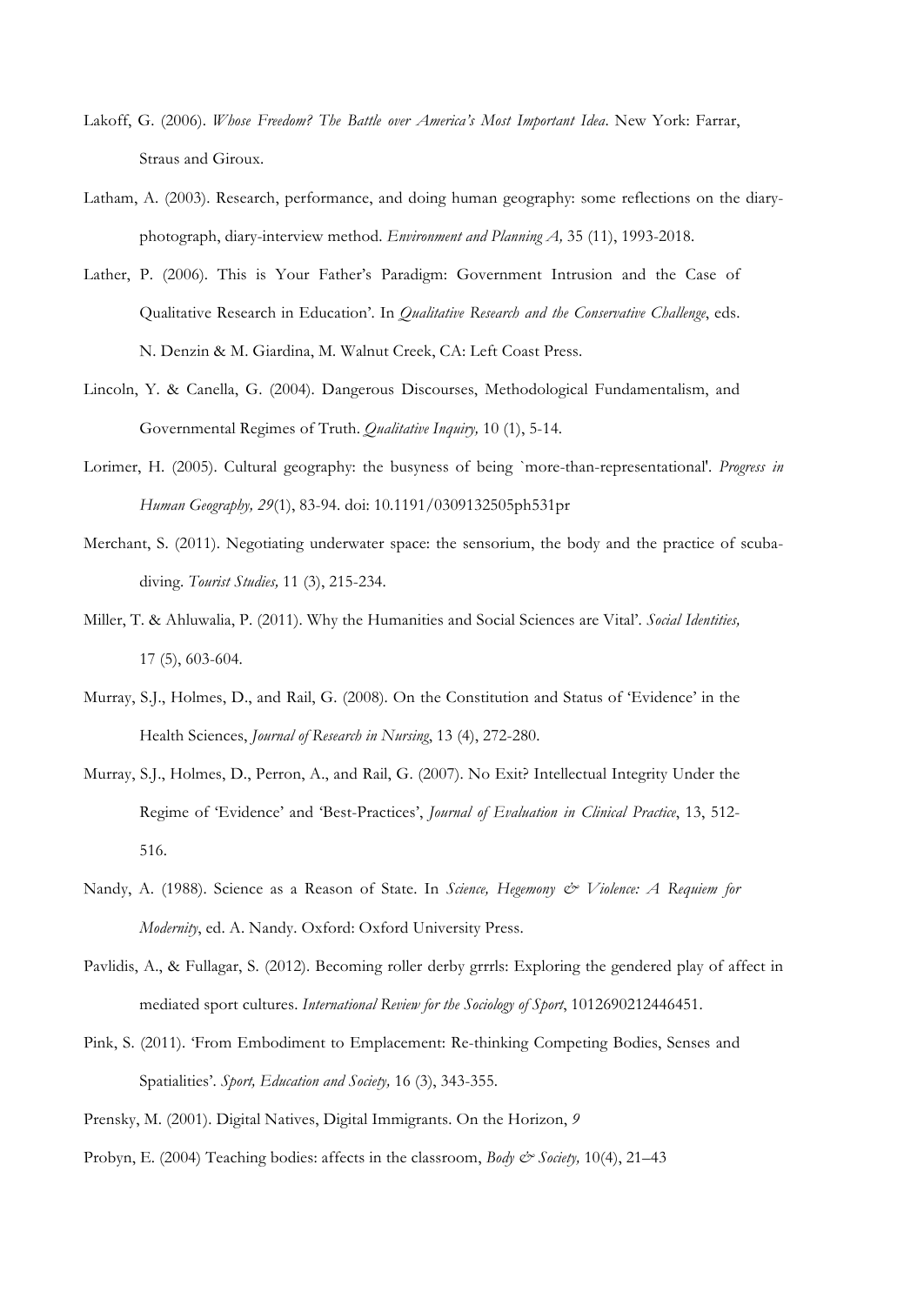Lakoff, G. (2006). *Whose Freedom? The Battle over America's Most Important Idea*. New York: Farrar, Straus and Giroux.

Latham, A. (2003). Research, performance, and doing human geography: some reflections on the diary-photograph, diary-interview method. *Environment and Planning A,* 35 (11), 1993-2018.

Lather, P. (2006). This is Your Father's Paradigm: Government Intrusion and the Case of Qualitative Research in Education'. In *Qualitative Research and the Conservative Challenge*, eds. N. Denzin & M. Giardina, M. Walnut Creek, CA: Left Coast Press.

Lincoln, Y. & Canella, G. (2004). Dangerous Discourses, Methodological Fundamentalism, and Governmental Regimes of Truth. *Qualitative Inquiry,* 10 (1), 5-14.

Lorimer, H. (2005). Cultural geography: the busyness of being `more-than-representational'. *Progress in Human Geography, 29*(1), 83-94. doi: 10.1191/0309132505ph531pr

Merchant, S. (2011). Negotiating underwater space: the sensorium, the body and the practice of scuba-diving. *Tourist Studies,* 11 (3), 215-234.

Miller, T. & Ahluwalia, P. (2011). Why the Humanities and Social Sciences are Vital'. *Social Identities,* 17 (5), 603-604.

Murray, S.J., Holmes, D., and Rail, G. (2008). On the Constitution and Status of 'Evidence' in the Health Sciences, *Journal of Research in Nursing*, 13 (4), 272-280.

Murray, S.J., Holmes, D., Perron, A., and Rail, G. (2007). No Exit? Intellectual Integrity Under the Regime of 'Evidence' and 'Best-Practices', *Journal of Evaluation in Clinical Practice*, 13, 512-516.

Nandy, A. (1988). Science as a Reason of State. In *Science, Hegemony & Violence: A Requiem for Modernity*, ed. A. Nandy. Oxford: Oxford University Press.

Pavlidis, A., & Fullagar, S. (2012). Becoming roller derby grrrls: Exploring the gendered play of affect in mediated sport cultures. *International Review for the Sociology of Sport*, 1012690212446451.

Pink, S. (2011). 'From Embodiment to Emplacement: Re-thinking Competing Bodies, Senses and Spatialities'. *Sport, Education and Society,* 16 (3), 343-355.

Prensky, M. (2001). Digital Natives, Digital Immigrants. On the Horizon, *9*

Probyn, E. (2004) Teaching bodies: affects in the classroom, *Body & Society,* 10(4), 21–43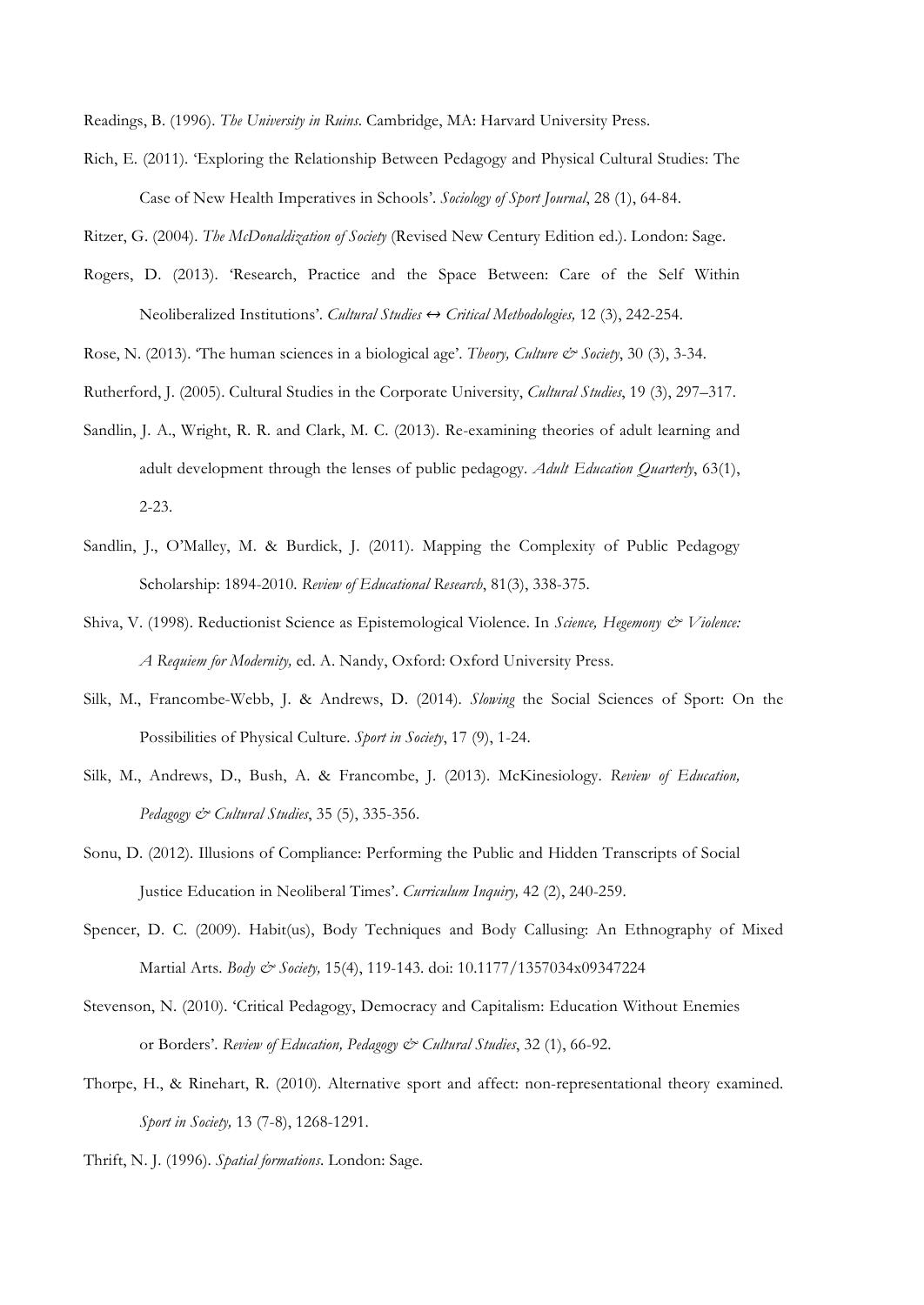Readings, B. (1996). *The University in Ruins*. Cambridge, MA: Harvard University Press.

Rich, E. (2011). 'Exploring the Relationship Between Pedagogy and Physical Cultural Studies: The Case of New Health Imperatives in Schools'. *Sociology of Sport Journal*, 28 (1), 64-84.

Ritzer, G. (2004). *The McDonaldization of Society* (Revised New Century Edition ed.). London: Sage.

Rogers, D. (2013). 'Research, Practice and the Space Between: Care of the Self Within Neoliberalized Institutions'. *Cultural Studies ↔ Critical Methodologies,* 12 (3), 242-254.

Rose, N. (2013). 'The human sciences in a biological age'. *Theory, Culture & Society*, 30 (3), 3-34.

Rutherford, J. (2005). Cultural Studies in the Corporate University, *Cultural Studies*, 19 (3), 297–317.

Sandlin, J. A., Wright, R. R. and Clark, M. C. (2013). Re-examining theories of adult learning and adult development through the lenses of public pedagogy. *Adult Education Quarterly*, 63(1), 2-23.

Sandlin, J., O'Malley, M. & Burdick, J. (2011). Mapping the Complexity of Public Pedagogy Scholarship: 1894-2010. *Review of Educational Research*, 81(3), 338-375.

Shiva, V. (1998). Reductionist Science as Epistemological Violence. In *Science, Hegemony & Violence: A Requiem for Modernity,* ed. A. Nandy, Oxford: Oxford University Press.

Silk, M., Francombe-Webb, J. & Andrews, D. (2014). *Slowing* the Social Sciences of Sport: On the Possibilities of Physical Culture. *Sport in Society*, 17 (9), 1-24.

Silk, M., Andrews, D., Bush, A. & Francombe, J. (2013). McKinesiology. *Review of Education, Pedagogy & Cultural Studies*, 35 (5), 335-356.

Sonu, D. (2012). Illusions of Compliance: Performing the Public and Hidden Transcripts of Social Justice Education in Neoliberal Times'. *Curriculum Inquiry,* 42 (2), 240-259.

Spencer, D. C. (2009). Habit(us), Body Techniques and Body Callusing: An Ethnography of Mixed Martial Arts. *Body & Society,* 15(4), 119-143. doi: 10.1177/1357034x09347224

Stevenson, N. (2010). 'Critical Pedagogy, Democracy and Capitalism: Education Without Enemies or Borders'. *Review of Education, Pedagogy & Cultural Studies*, 32 (1), 66-92.

Thorpe, H., & Rinehart, R. (2010). Alternative sport and affect: non-representational theory examined. *Sport in Society,* 13 (7-8), 1268-1291.

Thrift, N. J. (1996). *Spatial formations*. London: Sage.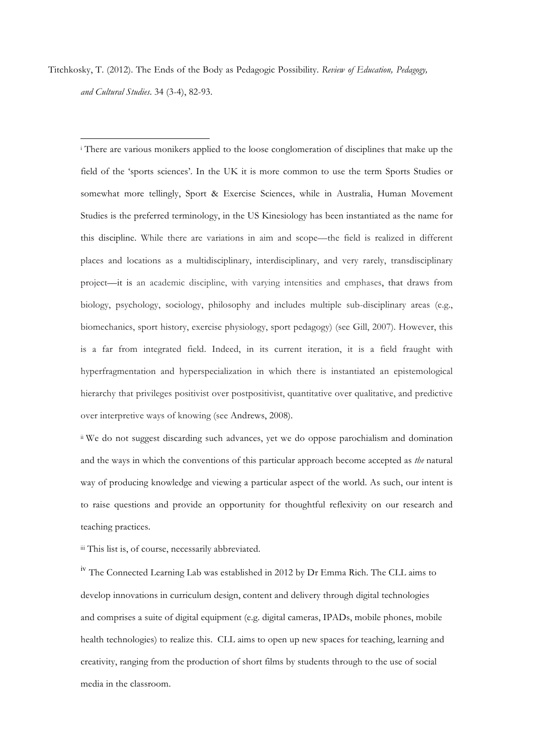Titchkosky, T. (2012). The Ends of the Body as Pedagogic Possibility. *Review of Education, Pedagogy, and Cultural Studies*. 34 (3-4), 82-93.

---

[i] There are various monikers applied to the loose conglomeration of disciplines that make up the field of the 'sports sciences'. In the UK it is more common to use the term Sports Studies or somewhat more tellingly, Sport & Exercise Sciences, while in Australia, Human Movement Studies is the preferred terminology, in the US Kinesiology has been instantiated as the name for this discipline. While there are variations in aim and scope—the field is realized in different places and locations as a multidisciplinary, interdisciplinary, and very rarely, transdisciplinary project—it is an academic discipline, with varying intensities and emphases, that draws from biology, psychology, sociology, philosophy and includes multiple sub-disciplinary areas (e.g., biomechanics, sport history, exercise physiology, sport pedagogy) (see Gill, 2007). However, this is a far from integrated field. Indeed, in its current iteration, it is a field fraught with hyperfragmentation and hyperspecialization in which there is instantiated an epistemological hierarchy that privileges positivist over postpositivist, quantitative over qualitative, and predictive over interpretive ways of knowing (see Andrews, 2008).

[ii] We do not suggest discarding such advances, yet we do oppose parochialism and domination and the ways in which the conventions of this particular approach become accepted as *the* natural way of producing knowledge and viewing a particular aspect of the world. As such, our intent is to raise questions and provide an opportunity for thoughtful reflexivity on our research and teaching practices.

[iii] This list is, of course, necessarily abbreviated.

[iv] The Connected Learning Lab was established in 2012 by Dr Emma Rich. The CLL aims to develop innovations in curriculum design, content and delivery through digital technologies and comprises a suite of digital equipment (e.g. digital cameras, IPADs, mobile phones, mobile health technologies) to realize this. CLL aims to open up new spaces for teaching, learning and creativity, ranging from the production of short films by students through to the use of social media in the classroom.